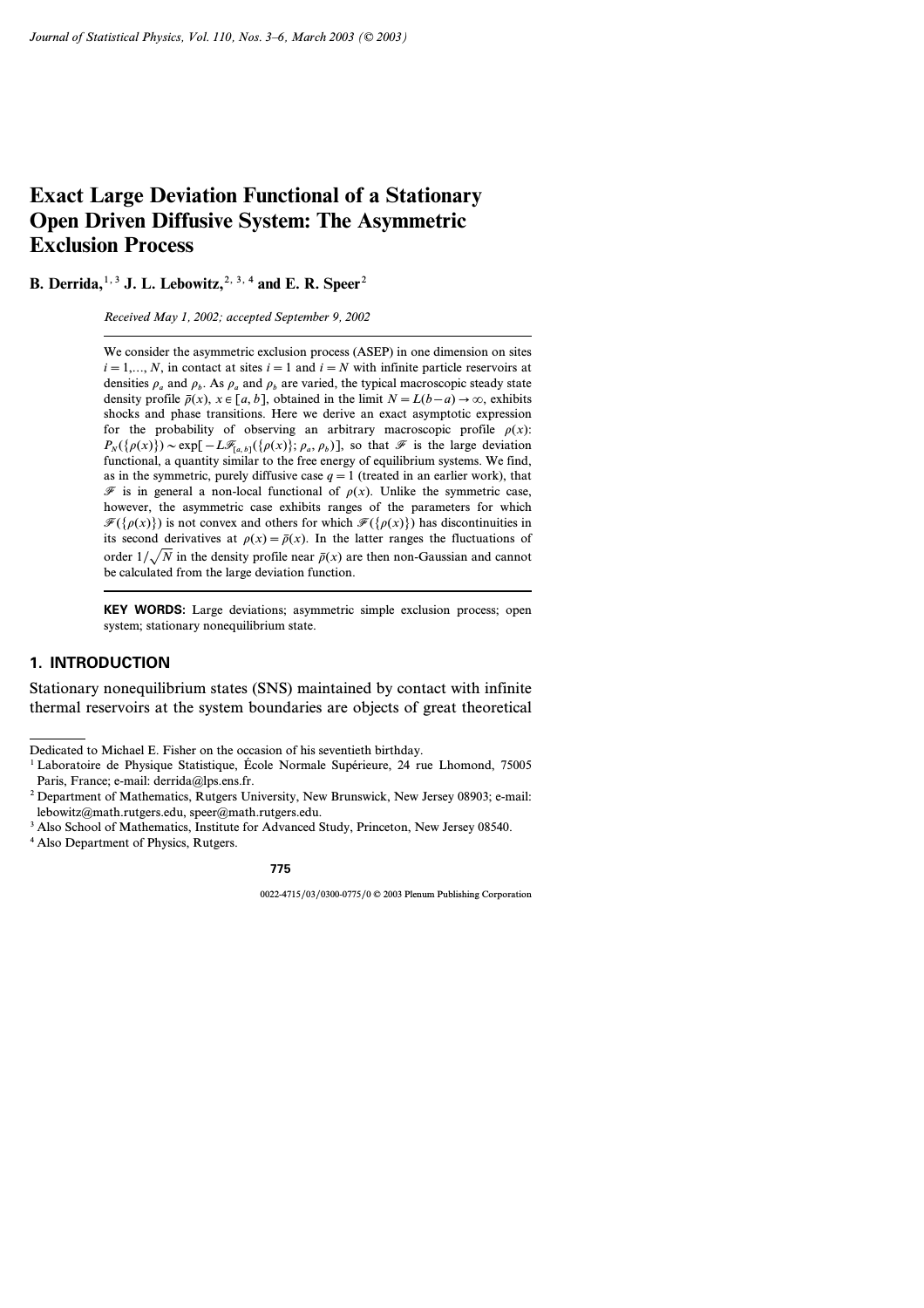# Exact Large Deviation Functional of a Stationary Open Driven Diffusive System: The Asymmetric Exclusion Process

**B. Derrida,[1,3] J. L. Lebowitz,[2,3,4] and E. R. Speer[2]**

*Received May 1, 2002; accepted September 9, 2002*

We consider the asymmetric exclusion process (ASEP) in one dimension on sites $i = 1,..., N$, in contact at sites $i = 1$ and $i = N$ with infinite particle reservoirs at densities $\rho_a$ and $\rho_b$. As $\rho_a$ and $\rho_b$ are varied, the typical macroscopic steady state density profile $\bar{\rho}(x)$, $x \in [a, b]$, obtained in the limit $N = L(b-a) \to \infty$, exhibits shocks and phase transitions. Here we derive an exact asymptotic expression for the probability of observing an arbitrary macroscopic profile $\rho(x)$: $P_N(\{\rho(x)\}) \sim \exp[-L\mathcal{F}_{[a,b]}(\{\rho(x)\}; \rho_a, \rho_b)]$, so that $\mathcal{F}$ is the large deviation functional, a quantity similar to the free energy of equilibrium systems. We find, as in the symmetric, purely diffusive case $q = 1$ (treated in an earlier work), that $\mathcal{F}$ is in general a non-local functional of $\rho(x)$. Unlike the symmetric case, however, the asymmetric case exhibits ranges of the parameters for which $\mathcal{F}(\{\rho(x)\})$ is not convex and others for which $\mathcal{F}(\{\rho(x)\})$ has discontinuities in its second derivatives at $\rho(x) = \bar{\rho}(x)$. In the latter ranges the fluctuations of order $1/\sqrt{N}$ in the density profile near $\bar{\rho}(x)$ are then non-Gaussian and cannot be calculated from the large deviation function.

**KEY WORDS:** Large deviations; asymmetric simple exclusion process; open system; stationary nonequilibrium state.

## 1. INTRODUCTION

Stationary nonequilibrium states (SNS) maintained by contact with infinite thermal reservoirs at the system boundaries are objects of great theoretical

---

Dedicated to Michael E. Fisher on the occasion of his seventieth birthday.

[1] Laboratoire de Physique Statistique, École Normale Supérieure, 24 rue Lhomond, 75005 Paris, France; e-mail: derrida@lps.ens.fr.

[2] Department of Mathematics, Rutgers University, New Brunswick, New Jersey 08903; e-mail: lebowitz@math.rutgers.edu, speer@math.rutgers.edu.

[3] Also School of Mathematics, Institute for Advanced Study, Princeton, New Jersey 08540.

[4] Also Department of Physics, Rutgers.

0022-4715/03/0300-0775/0 © 2003 Plenum Publishing Corporation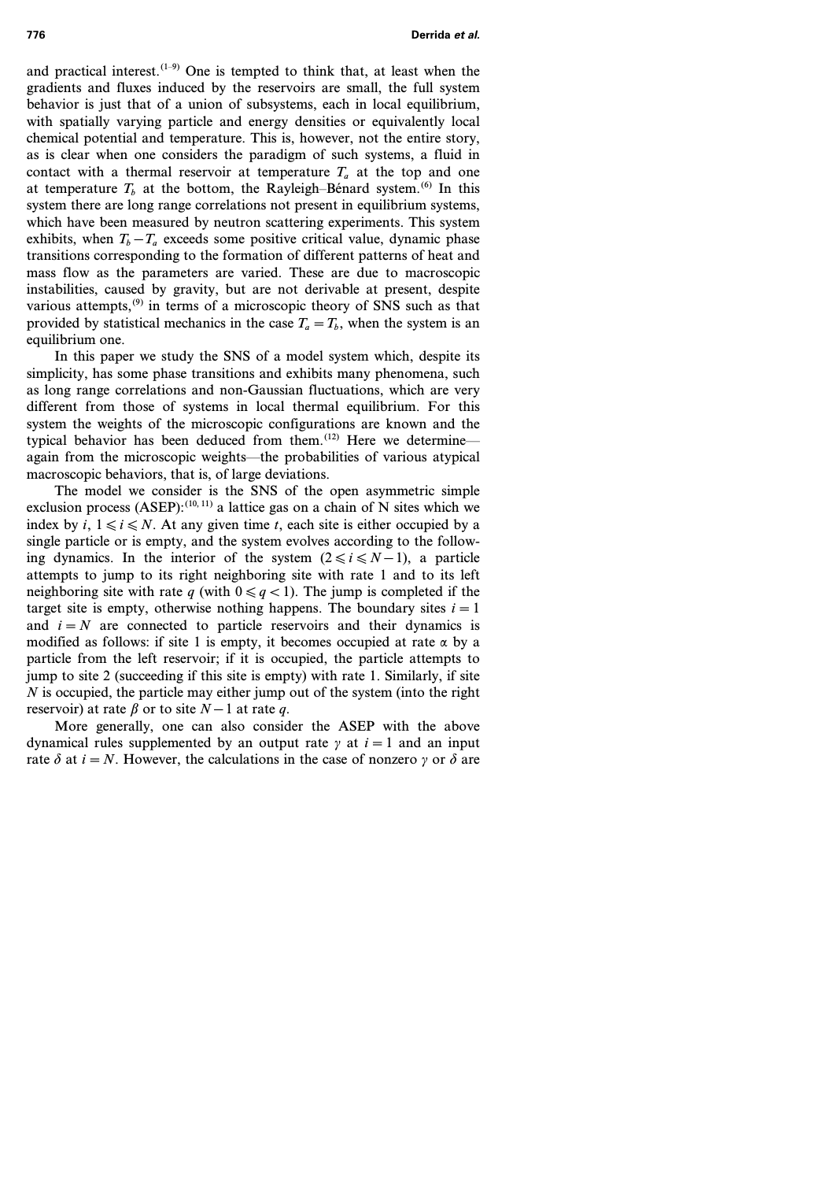and practical interest.[1–9] One is tempted to think that, at least when the gradients and fluxes induced by the reservoirs are small, the full system behavior is just that of a union of subsystems, each in local equilibrium, with spatially varying particle and energy densities or equivalently local chemical potential and temperature. This is, however, not the entire story, as is clear when one considers the paradigm of such systems, a fluid in contact with a thermal reservoir at temperature $T_a$ at the top and one at temperature $T_b$ at the bottom, the Rayleigh–Bénard system.[6] In this system there are long range correlations not present in equilibrium systems, which have been measured by neutron scattering experiments. This system exhibits, when $T_b - T_a$ exceeds some positive critical value, dynamic phase transitions corresponding to the formation of different patterns of heat and mass flow as the parameters are varied. These are due to macroscopic instabilities, caused by gravity, but are not derivable at present, despite various attempts,[9] in terms of a microscopic theory of SNS such as that provided by statistical mechanics in the case $T_a = T_b$, when the system is an equilibrium one.

In this paper we study the SNS of a model system which, despite its simplicity, has some phase transitions and exhibits many phenomena, such as long range correlations and non-Gaussian fluctuations, which are very different from those of systems in local thermal equilibrium. For this system the weights of the microscopic configurations are known and the typical behavior has been deduced from them.[12] Here we determine—again from the microscopic weights—the probabilities of various atypical macroscopic behaviors, that is, of large deviations.

The model we consider is the SNS of the open asymmetric simple exclusion process (ASEP):[10, 11] a lattice gas on a chain of N sites which we index by $i$, $1 \leqslant i \leqslant N$. At any given time $t$, each site is either occupied by a single particle or is empty, and the system evolves according to the following dynamics. In the interior of the system $(2 \leqslant i \leqslant N-1)$, a particle attempts to jump to its right neighboring site with rate 1 and to its left neighboring site with rate $q$ (with $0 \leqslant q < 1$). The jump is completed if the target site is empty, otherwise nothing happens. The boundary sites $i = 1$ and $i = N$ are connected to particle reservoirs and their dynamics is modified as follows: if site 1 is empty, it becomes occupied at rate $\alpha$ by a particle from the left reservoir; if it is occupied, the particle attempts to jump to site 2 (succeeding if this site is empty) with rate 1. Similarly, if site $N$ is occupied, the particle may either jump out of the system (into the right reservoir) at rate $\beta$ or to site $N-1$ at rate $q$.

More generally, one can also consider the ASEP with the above dynamical rules supplemented by an output rate $\gamma$ at $i = 1$ and an input rate $\delta$ at $i = N$. However, the calculations in the case of nonzero $\gamma$ or $\delta$ are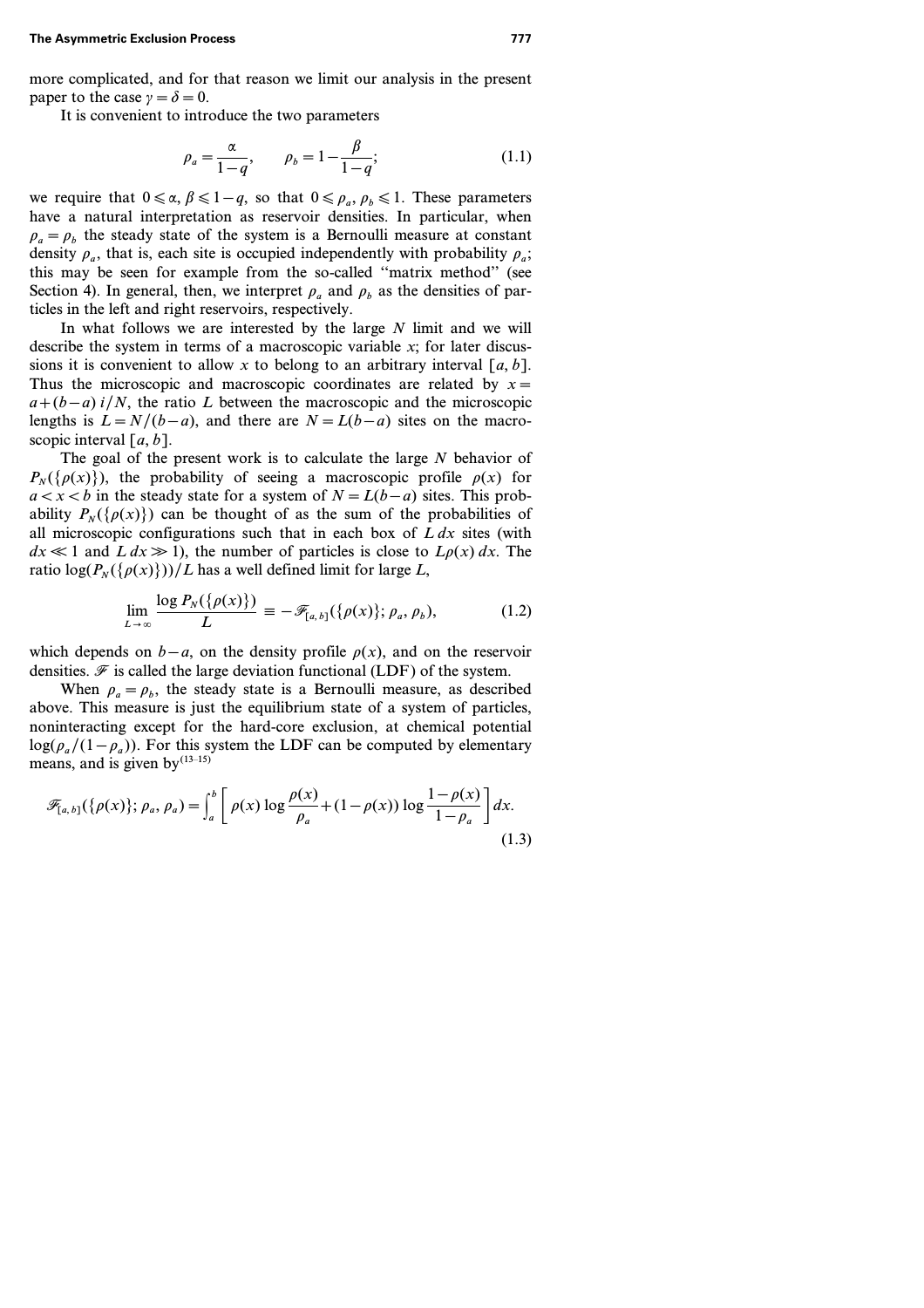more complicated, and for that reason we limit our analysis in the present paper to the case $\gamma = \delta = 0$.

It is convenient to introduce the two parameters

$$\rho_a = \frac{\alpha}{1-q}, \qquad \rho_b = 1 - \frac{\beta}{1-q}; \tag{1.1}$$

we require that $0 \leqslant \alpha, \beta \leqslant 1-q$, so that $0 \leqslant \rho_a, \rho_b \leqslant 1$. These parameters have a natural interpretation as reservoir densities. In particular, when $\rho_a = \rho_b$ the steady state of the system is a Bernoulli measure at constant density $\rho_a$, that is, each site is occupied independently with probability $\rho_a$; this may be seen for example from the so-called "matrix method" (see Section 4). In general, then, we interpret $\rho_a$ and $\rho_b$ as the densities of particles in the left and right reservoirs, respectively.

In what follows we are interested by the large $N$ limit and we will describe the system in terms of a macroscopic variable $x$; for later discussions it is convenient to allow $x$ to belong to an arbitrary interval $[a, b]$. Thus the microscopic and macroscopic coordinates are related by $x = a + (b-a)\, i/N$, the ratio $L$ between the macroscopic and the microscopic lengths is $L = N/(b-a)$, and there are $N = L(b-a)$ sites on the macroscopic interval $[a, b]$.

The goal of the present work is to calculate the large $N$ behavior of $P_N(\{\rho(x)\})$, the probability of seeing a macroscopic profile $\rho(x)$ for $a < x < b$ in the steady state for a system of $N = L(b-a)$ sites. This probability $P_N(\{\rho(x)\})$ can be thought of as the sum of the probabilities of all microscopic configurations such that in each box of $L\,dx$ sites (with $dx \ll 1$ and $L\,dx \gg 1$), the number of particles is close to $L\rho(x)\,dx$. The ratio $\log(P_N(\{\rho(x)\}))/L$ has a well defined limit for large $L$,

$$\lim_{L \to \infty} \frac{\log P_N(\{\rho(x)\})}{L} \equiv -\mathscr{F}_{[a,b]}(\{\rho(x)\}; \rho_a, \rho_b), \tag{1.2}$$

which depends on $b-a$, on the density profile $\rho(x)$, and on the reservoir densities. $\mathscr{F}$ is called the large deviation functional (LDF) of the system.

When $\rho_a = \rho_b$, the steady state is a Bernoulli measure, as described above. This measure is just the equilibrium state of a system of particles, noninteracting except for the hard-core exclusion, at chemical potential $\log(\rho_a/(1-\rho_a))$. For this system the LDF can be computed by elementary means, and is given by[13–15]

$$\mathscr{F}_{[a,b]}(\{\rho(x)\}; \rho_a, \rho_a) = \int_a^b \left[ \rho(x) \log \frac{\rho(x)}{\rho_a} + (1-\rho(x)) \log \frac{1-\rho(x)}{1-\rho_a} \right] dx. \tag{1.3}$$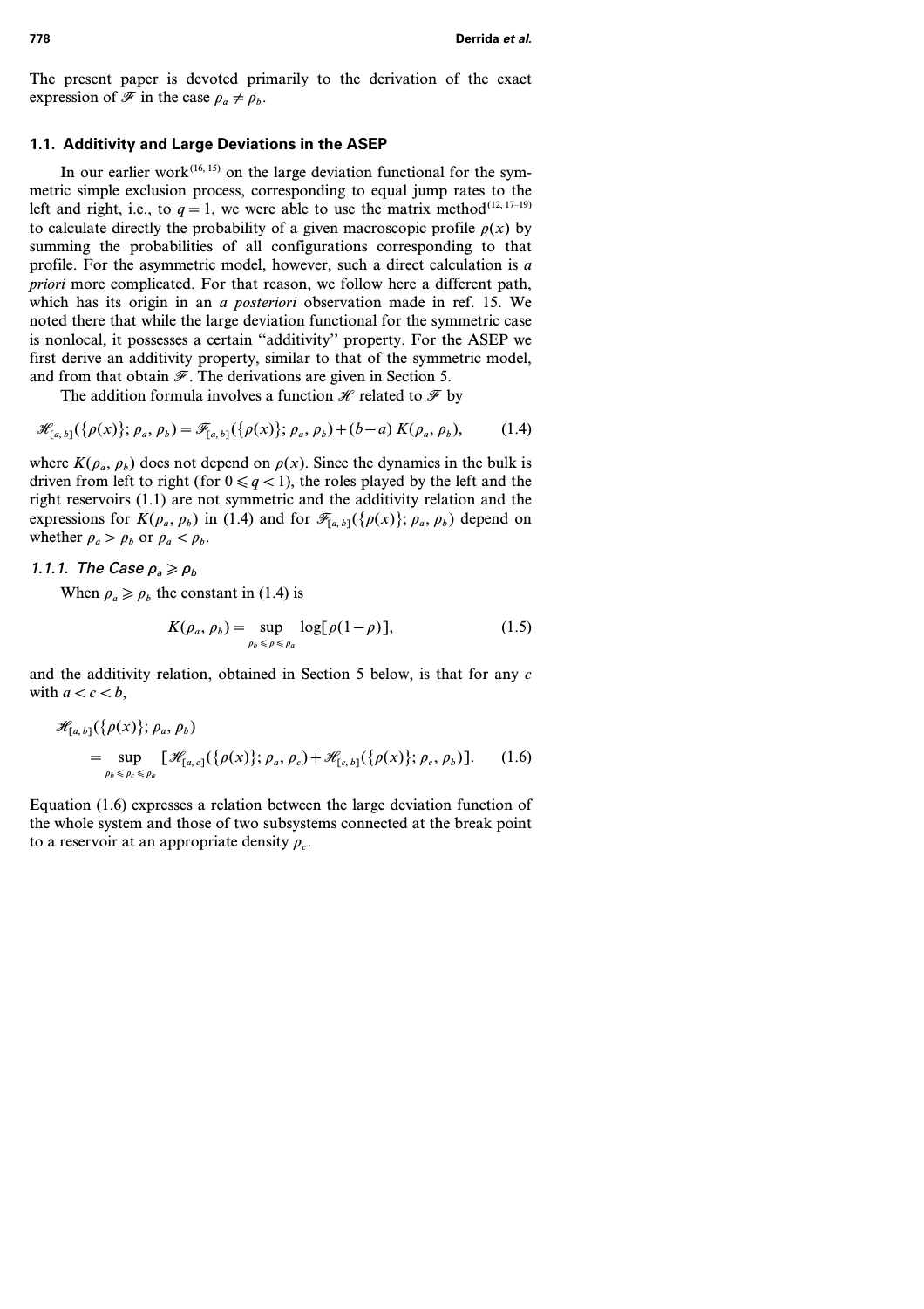The present paper is devoted primarily to the derivation of the exact expression of $\mathscr{F}$ in the case $\rho_a \neq \rho_b$.

### 1.1. Additivity and Large Deviations in the ASEP

In our earlier work[16, 15] on the large deviation functional for the symmetric simple exclusion process, corresponding to equal jump rates to the left and right, i.e., to $q = 1$, we were able to use the matrix method[12, 17–19] to calculate directly the probability of a given macroscopic profile $\rho(x)$ by summing the probabilities of all configurations corresponding to that profile. For the asymmetric model, however, such a direct calculation is *a priori* more complicated. For that reason, we follow here a different path, which has its origin in an *a posteriori* observation made in ref. 15. We noted there that while the large deviation functional for the symmetric case is nonlocal, it possesses a certain "additivity" property. For the ASEP we first derive an additivity property, similar to that of the symmetric model, and from that obtain $\mathscr{F}$. The derivations are given in Section 5.

The addition formula involves a function $\mathscr{H}$ related to $\mathscr{F}$ by

$$\mathscr{H}_{[a,b]}(\{\rho(x)\}; \rho_a, \rho_b) = \mathscr{F}_{[a,b]}(\{\rho(x)\}; \rho_a, \rho_b) + (b-a)\, K(\rho_a, \rho_b), \tag{1.4}$$

where $K(\rho_a, \rho_b)$ does not depend on $\rho(x)$. Since the dynamics in the bulk is driven from left to right (for $0 \leqslant q < 1$), the roles played by the left and the right reservoirs (1.1) are not symmetric and the additivity relation and the expressions for $K(\rho_a, \rho_b)$ in (1.4) and for $\mathscr{F}_{[a,b]}(\{\rho(x)\}; \rho_a, \rho_b)$ depend on whether $\rho_a > \rho_b$ or $\rho_a < \rho_b$.

#### 1.1.1. The Case $\rho_a \geqslant \rho_b$

When $\rho_a \geqslant \rho_b$ the constant in (1.4) is

$$K(\rho_a, \rho_b) = \sup_{\rho_b \leqslant \rho \leqslant \rho_a} \log[\rho(1-\rho)], \tag{1.5}$$

and the additivity relation, obtained in Section 5 below, is that for any $c$ with $a < c < b$,

$$\mathscr{H}_{[a,b]}(\{\rho(x)\}; \rho_a, \rho_b) = \sup_{\rho_b \leqslant \rho_c \leqslant \rho_a} [\mathscr{H}_{[a,c]}(\{\rho(x)\}; \rho_a, \rho_c) + \mathscr{H}_{[c,b]}(\{\rho(x)\}; \rho_c, \rho_b)]. \tag{1.6}$$

Equation (1.6) expresses a relation between the large deviation function of the whole system and those of two subsystems connected at the break point to a reservoir at an appropriate density $\rho_c$.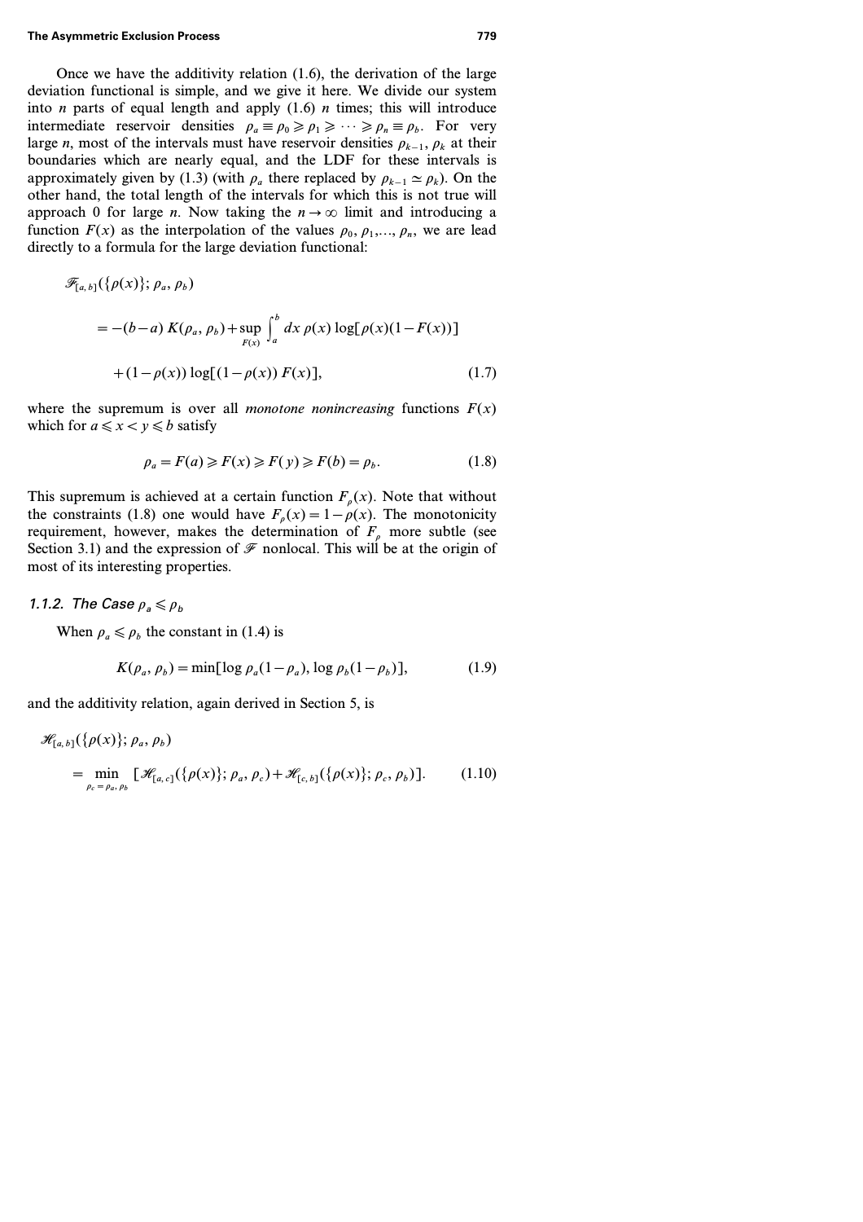Once we have the additivity relation (1.6), the derivation of the large deviation functional is simple, and we give it here. We divide our system into $n$ parts of equal length and apply (1.6) $n$ times; this will introduce intermediate reservoir densities $\rho_a \equiv \rho_0 \geqslant \rho_1 \geqslant \cdots \geqslant \rho_n \equiv \rho_b$. For very large $n$, most of the intervals must have reservoir densities $\rho_{k-1}, \rho_k$ at their boundaries which are nearly equal, and the LDF for these intervals is approximately given by (1.3) (with $\rho_a$ there replaced by $\rho_{k-1} \simeq \rho_k$). On the other hand, the total length of the intervals for which this is not true will approach 0 for large $n$. Now taking the $n \to \infty$ limit and introducing a function $F(x)$ as the interpolation of the values $\rho_0, \rho_1, \ldots, \rho_n$, we are lead directly to a formula for the large deviation functional:

$$
\begin{aligned}
\mathcal{F}_{[a,b]}(\{\rho(x)\}; \rho_a, \rho_b) &= -(b-a)\, K(\rho_a, \rho_b) + \sup_{F(x)} \int_a^b dx\, \rho(x) \log[\rho(x)(1-F(x))] \\
&\quad + (1-\rho(x)) \log[(1-\rho(x))\, F(x)], \qquad (1.7)
\end{aligned}
$$

where the supremum is over all *monotone nonincreasing* functions $F(x)$ which for $a \leqslant x < y \leqslant b$ satisfy

$$
\rho_a = F(a) \geqslant F(x) \geqslant F(y) \geqslant F(b) = \rho_b. \qquad (1.8)
$$

This supremum is achieved at a certain function $F_\rho(x)$. Note that without the constraints (1.8) one would have $F_\rho(x) = 1 - \rho(x)$. The monotonicity requirement, however, makes the determination of $F_\rho$ more subtle (see Section 3.1) and the expression of $\mathcal{F}$ nonlocal. This will be at the origin of most of its interesting properties.

### 1.1.2. The Case $\rho_a \leqslant \rho_b$

When $\rho_a \leqslant \rho_b$ the constant in (1.4) is

$$
K(\rho_a, \rho_b) = \min[\log \rho_a(1-\rho_a), \log \rho_b(1-\rho_b)], \qquad (1.9)
$$

and the additivity relation, again derived in Section 5, is

$$
\mathcal{H}_{[a,b]}(\{\rho(x)\}; \rho_a, \rho_b) = \min_{\rho_c = \rho_a, \rho_b} [\mathcal{H}_{[a,c]}(\{\rho(x)\}; \rho_a, \rho_c) + \mathcal{H}_{[c,b]}(\{\rho(x)\}; \rho_c, \rho_b)]. \qquad (1.10)
$$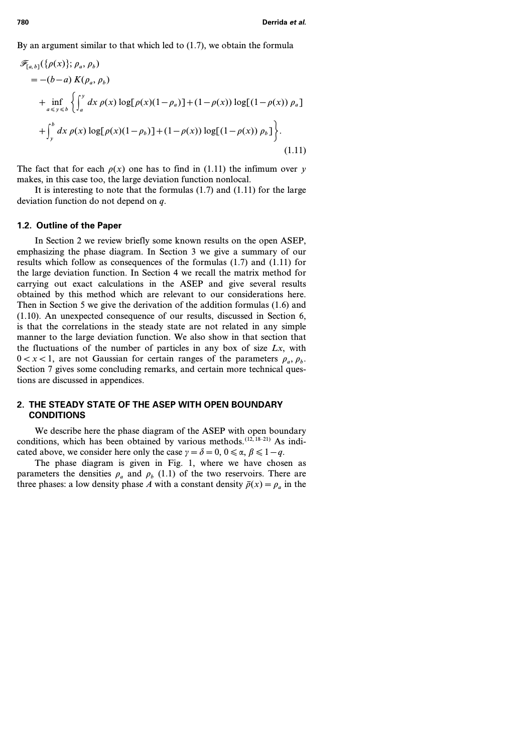By an argument similar to that which led to (1.7), we obtain the formula

$$
\begin{aligned}
\mathcal{F}_{[a,b]}&(\{\rho(x)\}; \rho_a, \rho_b) \\
&= -(b-a)\, K(\rho_a, \rho_b) \\
&\quad + \inf_{a \leqslant y \leqslant b} \left\{ \int_a^y dx\, \rho(x) \log[\rho(x)(1-\rho_a)] + (1-\rho(x)) \log[(1-\rho(x))\, \rho_a] \right. \\
&\quad \left. + \int_y^b dx\, \rho(x) \log[\rho(x)(1-\rho_b)] + (1-\rho(x)) \log[(1-\rho(x))\, \rho_b] \right\}.
\end{aligned}
\tag{1.11}
$$

The fact that for each $\rho(x)$ one has to find in (1.11) the infimum over $y$ makes, in this case too, the large deviation function nonlocal.

It is interesting to note that the formulas (1.7) and (1.11) for the large deviation function do not depend on $q$.

### 1.2. Outline of the Paper

In Section 2 we review briefly some known results on the open ASEP, emphasizing the phase diagram. In Section 3 we give a summary of our results which follow as consequences of the formulas (1.7) and (1.11) for the large deviation function. In Section 4 we recall the matrix method for carrying out exact calculations in the ASEP and give several results obtained by this method which are relevant to our considerations here. Then in Section 5 we give the derivation of the addition formulas (1.6) and (1.10). An unexpected consequence of our results, discussed in Section 6, is that the correlations in the steady state are not related in any simple manner to the large deviation function. We also show in that section that the fluctuations of the number of particles in any box of size $Lx$, with $0 < x < 1$, are not Gaussian for certain ranges of the parameters $\rho_a$, $\rho_b$. Section 7 gives some concluding remarks, and certain more technical questions are discussed in appendices.

## 2. THE STEADY STATE OF THE ASEP WITH OPEN BOUNDARY CONDITIONS

We describe here the phase diagram of the ASEP with open boundary conditions, which has been obtained by various methods.[12, 18–21] As indicated above, we consider here only the case $\gamma = \delta = 0$, $0 \leqslant \alpha, \beta \leqslant 1-q$.

The phase diagram is given in Fig. 1, where we have chosen as parameters the densities $\rho_a$ and $\rho_b$ (1.1) of the two reservoirs. There are three phases: a low density phase $A$ with a constant density $\bar{\rho}(x) = \rho_a$ in the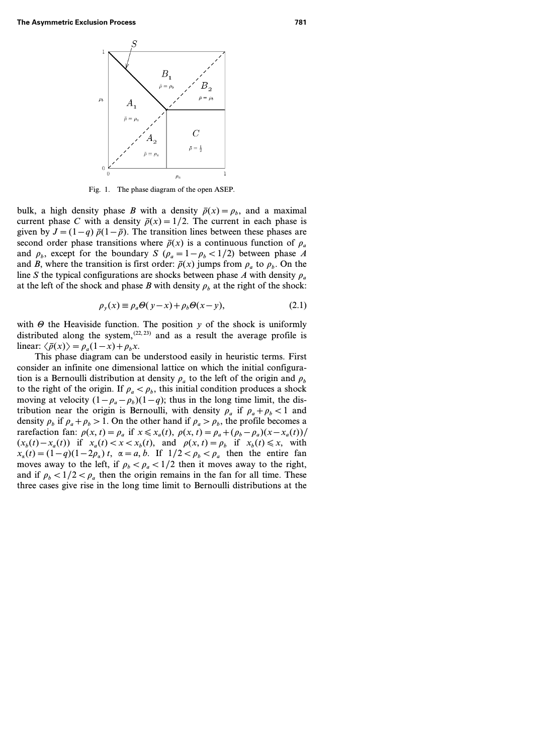Fig. 1. The phase diagram of the open ASEP.

bulk, a high density phase $B$ with a density $\bar{\rho}(x) = \rho_b$, and a maximal current phase $C$ with a density $\bar{\rho}(x) = 1/2$. The current in each phase is given by $J = (1-q)\,\bar{\rho}(1-\bar{\rho})$. The transition lines between these phases are second order phase transitions where $\bar{\rho}(x)$ is a continuous function of $\rho_a$ and $\rho_b$, except for the boundary $S$ ($\rho_a = 1 - \rho_b < 1/2$) between phase $A$ and $B$, where the transition is first order: $\bar{\rho}(x)$ jumps from $\rho_a$ to $\rho_b$. On the line $S$ the typical configurations are shocks between phase $A$ with density $\rho_a$ at the left of the shock and phase $B$ with density $\rho_b$ at the right of the shock:

$$\rho_y(x) \equiv \rho_a \Theta(y - x) + \rho_b \Theta(x - y), \tag{2.1}$$

with $\Theta$ the Heaviside function. The position $y$ of the shock is uniformly distributed along the system,[22,23] and as a result the average profile is linear: $\langle \bar{\rho}(x) \rangle = \rho_a(1-x) + \rho_b x$.

This phase diagram can be understood easily in heuristic terms. First consider an infinite one dimensional lattice on which the initial configuration is a Bernoulli distribution at density $\rho_a$ to the left of the origin and $\rho_b$ to the right of the origin. If $\rho_a < \rho_b$, this initial condition produces a shock moving at velocity $(1 - \rho_a - \rho_b)(1-q)$; thus in the long time limit, the distribution near the origin is Bernoulli, with density $\rho_a$ if $\rho_a + \rho_b < 1$ and density $\rho_b$ if $\rho_a + \rho_b > 1$. On the other hand if $\rho_a > \rho_b$, the profile becomes a rarefaction fan: $\rho(x,t) = \rho_a$ if $x \leqslant x_a(t)$, $\rho(x,t) = \rho_a + (\rho_b - \rho_a)(x - x_a(t))/(x_b(t) - x_a(t))$ if $x_a(t) < x < x_b(t)$, and $\rho(x,t) = \rho_b$ if $x_b(t) \leqslant x$, with $x_\alpha(t) = (1-q)(1-2\rho_\alpha)\,t$, $\alpha = a, b$. If $1/2 < \rho_b < \rho_a$ then the entire fan moves away to the left, if $\rho_b < \rho_a < 1/2$ then it moves away to the right, and if $\rho_b < 1/2 < \rho_a$ then the origin remains in the fan for all time. These three cases give rise in the long time limit to Bernoulli distributions at the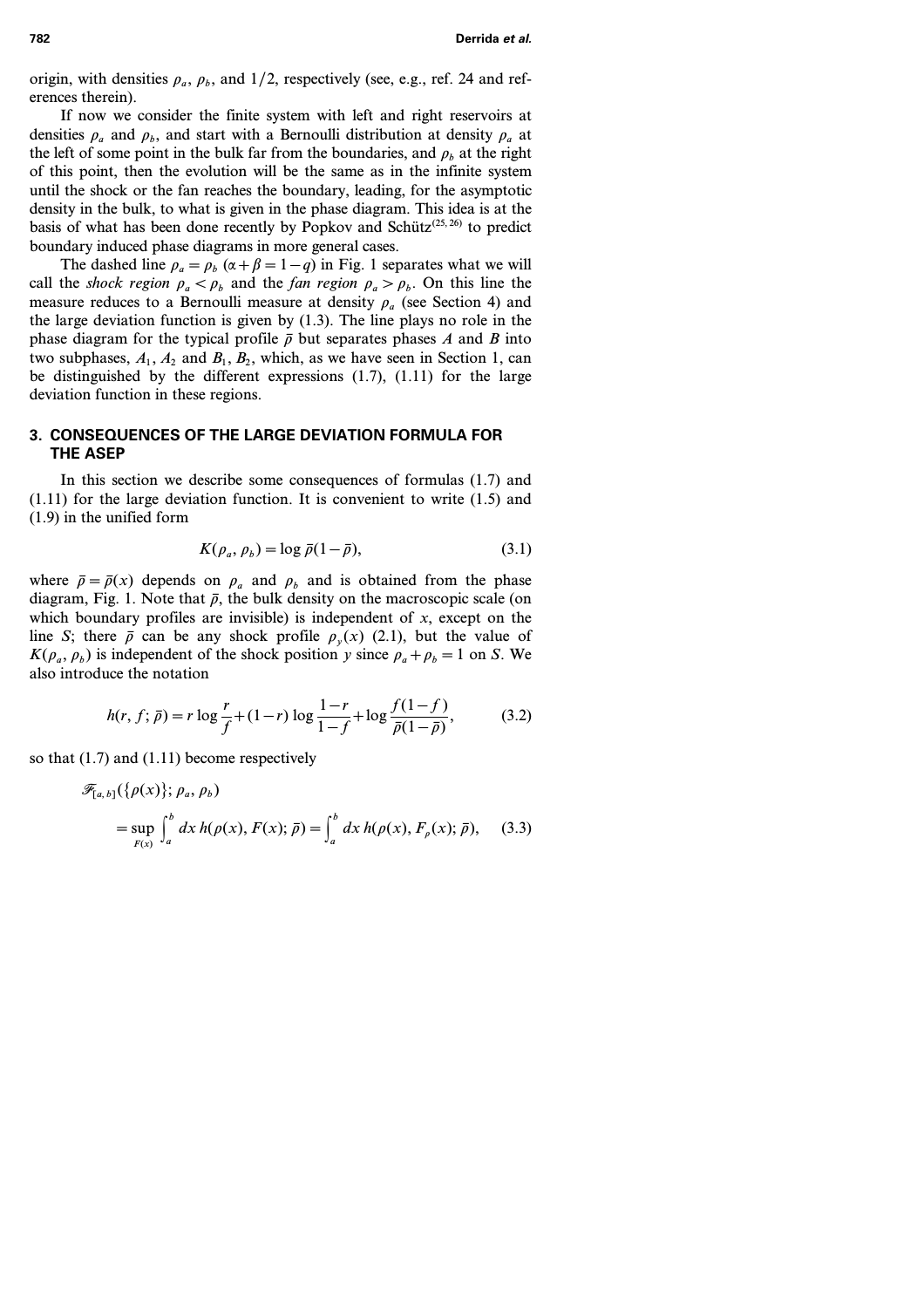origin, with densities $\rho_a$, $\rho_b$, and $1/2$, respectively (see, e.g., ref. 24 and references therein).

If now we consider the finite system with left and right reservoirs at densities $\rho_a$ and $\rho_b$, and start with a Bernoulli distribution at density $\rho_a$ at the left of some point in the bulk far from the boundaries, and $\rho_b$ at the right of this point, then the evolution will be the same as in the infinite system until the shock or the fan reaches the boundary, leading, for the asymptotic density in the bulk, to what is given in the phase diagram. This idea is at the basis of what has been done recently by Popkov and Schütz[25,26] to predict boundary induced phase diagrams in more general cases.

The dashed line $\rho_a = \rho_b$ $(\alpha + \beta = 1 - q)$ in Fig. 1 separates what we will call the *shock region* $\rho_a < \rho_b$ and the *fan region* $\rho_a > \rho_b$. On this line the measure reduces to a Bernoulli measure at density $\rho_a$ (see Section 4) and the large deviation function is given by (1.3). The line plays no role in the phase diagram for the typical profile $\bar{\rho}$ but separates phases $A$ and $B$ into two subphases, $A_1, A_2$ and $B_1, B_2$, which, as we have seen in Section 1, can be distinguished by the different expressions (1.7), (1.11) for the large deviation function in these regions.

## 3. CONSEQUENCES OF THE LARGE DEVIATION FORMULA FOR THE ASEP

In this section we describe some consequences of formulas (1.7) and (1.11) for the large deviation function. It is convenient to write (1.5) and (1.9) in the unified form

$$K(\rho_a, \rho_b) = \log \bar{\rho}(1 - \bar{\rho}), \tag{3.1}$$

where $\bar{\rho} = \bar{\rho}(x)$ depends on $\rho_a$ and $\rho_b$ and is obtained from the phase diagram, Fig. 1. Note that $\bar{\rho}$, the bulk density on the macroscopic scale (on which boundary profiles are invisible) is independent of $x$, except on the line $S$; there $\bar{\rho}$ can be any shock profile $\rho_y(x)$ (2.1), but the value of $K(\rho_a, \rho_b)$ is independent of the shock position $y$ since $\rho_a + \rho_b = 1$ on $S$. We also introduce the notation

$$h(r, f; \bar{\rho}) = r \log \frac{r}{f} + (1 - r) \log \frac{1 - r}{1 - f} + \log \frac{f(1 - f)}{\bar{\rho}(1 - \bar{\rho})}, \tag{3.2}$$

so that (1.7) and (1.11) become respectively

$$\mathcal{F}_{[a,b]}(\{\rho(x)\}; \rho_a, \rho_b)$$
$$= \sup_{F(x)} \int_a^b dx\, h(\rho(x), F(x); \bar{\rho}) = \int_a^b dx\, h(\rho(x), F_\rho(x); \bar{\rho}), \tag{3.3}$$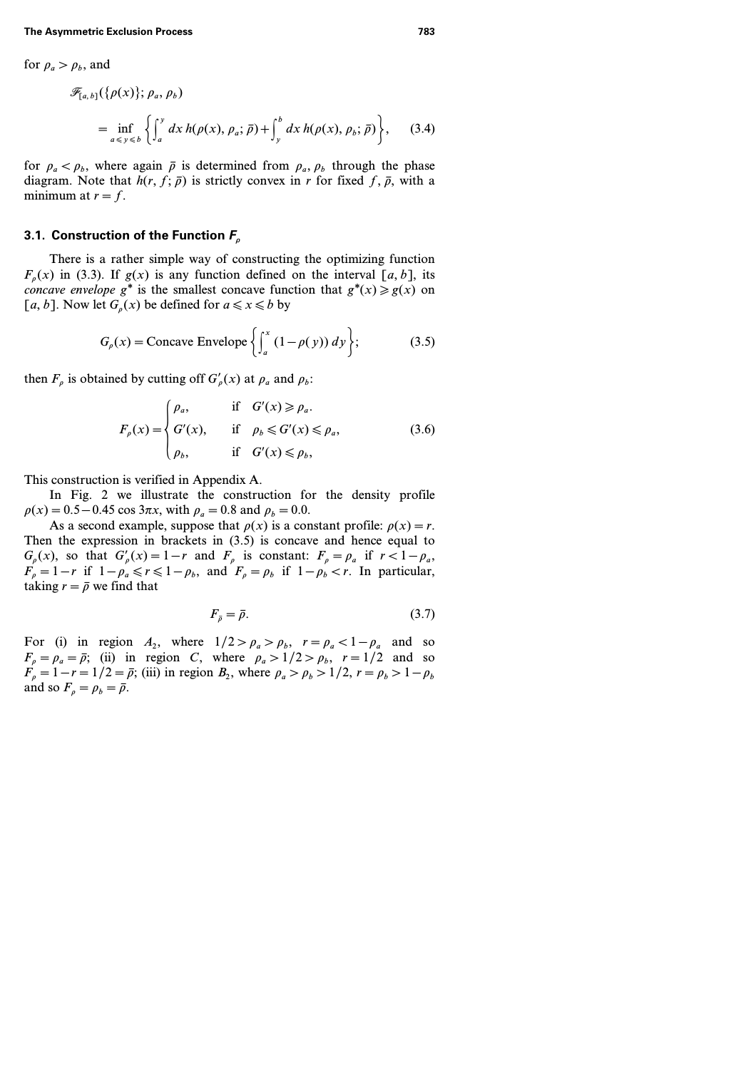for $\rho_a > \rho_b$, and

$$\mathscr{F}_{[a,b]}(\{\rho(x)\}; \rho_a, \rho_b)$$

$$= \inf_{a \leqslant y \leqslant b} \left\{ \int_a^y dx\, h(\rho(x), \rho_a; \bar{\rho}) + \int_y^b dx\, h(\rho(x), \rho_b; \bar{\rho}) \right\}, \qquad (3.4)$$

for $\rho_a < \rho_b$, where again $\bar{\rho}$ is determined from $\rho_a$, $\rho_b$ through the phase diagram. Note that $h(r, f; \bar{\rho})$ is strictly convex in $r$ for fixed $f, \bar{\rho}$, with a minimum at $r = f$.

### 3.1. Construction of the Function $F_\rho$

There is a rather simple way of constructing the optimizing function $F_\rho(x)$ in (3.3). If $g(x)$ is any function defined on the interval $[a, b]$, its *concave envelope* $g^*$ is the smallest concave function that $g^*(x) \geqslant g(x)$ on $[a, b]$. Now let $G_\rho(x)$ be defined for $a \leqslant x \leqslant b$ by

$$G_\rho(x) = \text{Concave Envelope} \left\{ \int_a^x (1 - \rho(y))\, dy \right\}; \qquad (3.5)$$

then $F_\rho$ is obtained by cutting off $G'_\rho(x)$ at $\rho_a$ and $\rho_b$:

$$F_\rho(x) = \begin{cases} \rho_a, & \text{if} \quad G'(x) \geqslant \rho_a. \\ G'(x), & \text{if} \quad \rho_b \leqslant G'(x) \leqslant \rho_a, \\ \rho_b, & \text{if} \quad G'(x) \leqslant \rho_b, \end{cases} \qquad (3.6)$$

This construction is verified in Appendix A.

In Fig. 2 we illustrate the construction for the density profile $\rho(x) = 0.5 - 0.45 \cos 3\pi x$, with $\rho_a = 0.8$ and $\rho_b = 0.0$.

As a second example, suppose that $\rho(x)$ is a constant profile: $\rho(x) = r$. Then the expression in brackets in (3.5) is concave and hence equal to $G_\rho(x)$, so that $G'_\rho(x) = 1 - r$ and $F_\rho$ is constant: $F_\rho = \rho_a$ if $r < 1 - \rho_a$, $F_\rho = 1 - r$ if $1 - \rho_a \leqslant r \leqslant 1 - \rho_b$, and $F_\rho = \rho_b$ if $1 - \rho_b < r$. In particular, taking $r = \bar{\rho}$ we find that

$$F_{\bar{\rho}} = \bar{\rho}. \qquad (3.7)$$

For (i) in region $A_2$, where $1/2 > \rho_a > \rho_b$, $r = \rho_a < 1 - \rho_a$ and so $F_\rho = \rho_a = \bar{\rho}$; (ii) in region $C$, where $\rho_a > 1/2 > \rho_b$, $r = 1/2$ and so $F_\rho = 1 - r = 1/2 = \bar{\rho}$; (iii) in region $B_2$, where $\rho_a > \rho_b > 1/2$, $r = \rho_b > 1 - \rho_b$ and so $F_\rho = \rho_b = \bar{\rho}$.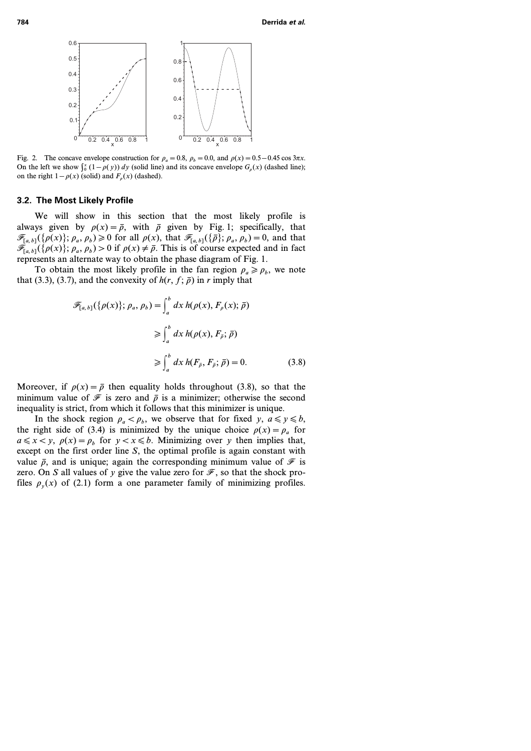Fig. 2. The concave envelope construction for $\rho_a = 0.8$, $\rho_b = 0.0$, and $\rho(x) = 0.5 - 0.45 \cos 3\pi x$. On the left we show $\int_0^x (1-\rho(y))\,dy$ (solid line) and its concave envelope $G_\rho(x)$ (dashed line); on the right $1-\rho(x)$ (solid) and $F_\rho(x)$ (dashed).

### 3.2. The Most Likely Profile

We will show in this section that the most likely profile is always given by $\rho(x) = \bar{\rho}$, with $\bar{\rho}$ given by Fig. 1; specifically, that $\mathcal{F}_{[a,b]}(\{\rho(x)\}; \rho_a, \rho_b) \geqslant 0$ for all $\rho(x)$, that $\mathcal{F}_{[a,b]}(\{\bar{\rho}\}; \rho_a, \rho_b) = 0$, and that $\mathcal{F}_{[a,b]}(\{\rho(x)\}; \rho_a, \rho_b) > 0$ if $\rho(x) \neq \bar{\rho}$. This is of course expected and in fact represents an alternate way to obtain the phase diagram of Fig. 1.

To obtain the most likely profile in the fan region $\rho_a \geqslant \rho_b$, we note that (3.3), (3.7), and the convexity of $h(r, f; \bar{\rho})$ in $r$ imply that

$$
\begin{aligned}
\mathcal{F}_{[a,b]}(\{\rho(x)\}; \rho_a, \rho_b) &= \int_a^b dx\, h(\rho(x), F_\rho(x); \bar{\rho}) \\
&\geqslant \int_a^b dx\, h(\rho(x), F_{\bar{\rho}}; \bar{\rho}) \\
&\geqslant \int_a^b dx\, h(F_{\bar{\rho}}, F_{\bar{\rho}}; \bar{\rho}) = 0. \qquad (3.8)
\end{aligned}
$$

Moreover, if $\rho(x) = \bar{\rho}$ then equality holds throughout (3.8), so that the minimum value of $\mathcal{F}$ is zero and $\bar{\rho}$ is a minimizer; otherwise the second inequality is strict, from which it follows that this minimizer is unique.

In the shock region $\rho_a < \rho_b$, we observe that for fixed $y$, $a \leqslant y \leqslant b$, the right side of (3.4) is minimized by the unique choice $\rho(x) = \rho_a$ for $a \leqslant x < y$, $\rho(x) = \rho_b$ for $y < x \leqslant b$. Minimizing over $y$ then implies that, except on the first order line $S$, the optimal profile is again constant with value $\bar{\rho}$, and is unique; again the corresponding minimum value of $\mathcal{F}$ is zero. On $S$ all values of $y$ give the value zero for $\mathcal{F}$, so that the shock profiles $\rho_y(x)$ of (2.1) form a one parameter family of minimizing profiles.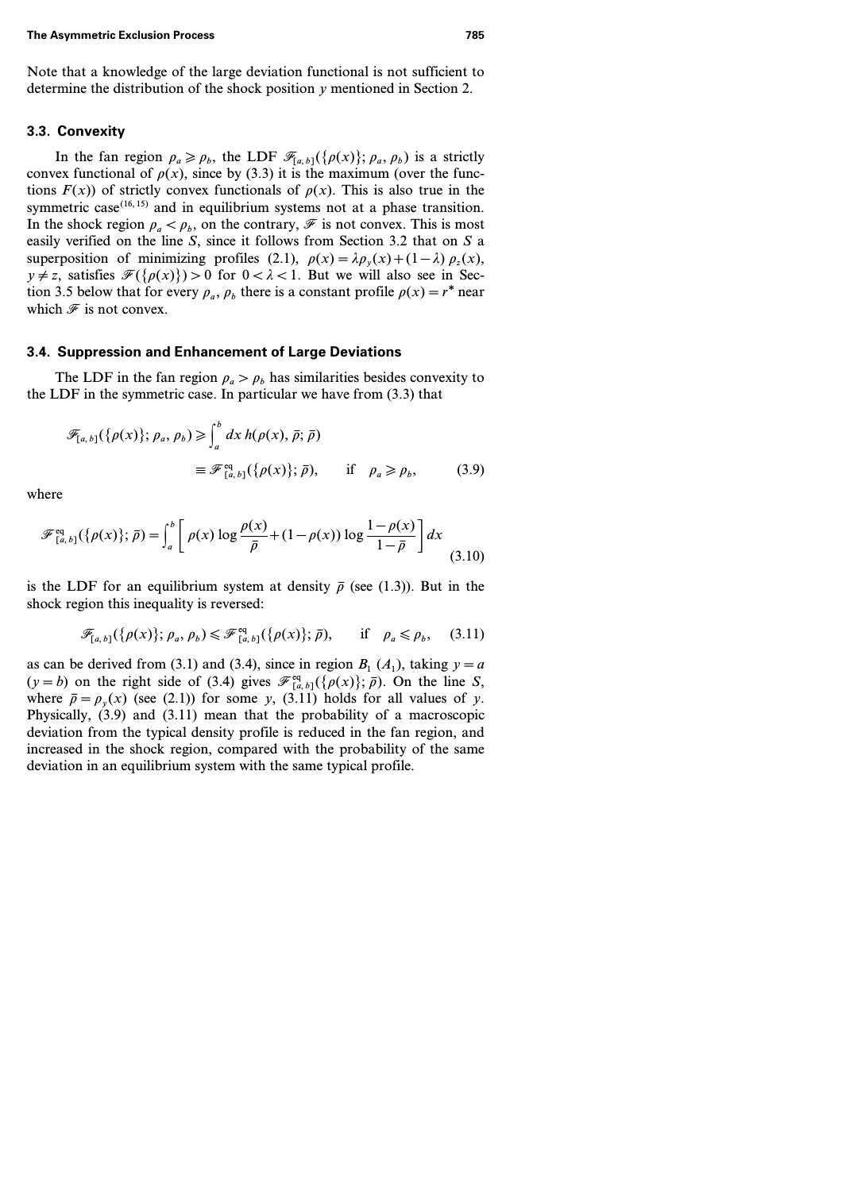Note that a knowledge of the large deviation functional is not sufficient to determine the distribution of the shock position $y$ mentioned in Section 2.

### 3.3. Convexity

In the fan region $\rho_a \geqslant \rho_b$, the LDF $\mathcal{F}_{[a,b]}(\{\rho(x)\}; \rho_a, \rho_b)$ is a strictly convex functional of $\rho(x)$, since by (3.3) it is the maximum (over the functions $F(x)$) of strictly convex functionals of $\rho(x)$. This is also true in the symmetric case[16, 15] and in equilibrium systems not at a phase transition. In the shock region $\rho_a < \rho_b$, on the contrary, $\mathcal{F}$ is not convex. This is most easily verified on the line $S$, since it follows from Section 3.2 that on $S$ a superposition of minimizing profiles (2.1), $\rho(x) = \lambda \rho_y(x) + (1-\lambda)\, \rho_z(x)$, $y \neq z$, satisfies $\mathcal{F}(\{\rho(x)\}) > 0$ for $0 < \lambda < 1$. But we will also see in Section 3.5 below that for every $\rho_a$, $\rho_b$ there is a constant profile $\rho(x) = r^*$ near which $\mathcal{F}$ is not convex.

### 3.4. Suppression and Enhancement of Large Deviations

The LDF in the fan region $\rho_a > \rho_b$ has similarities besides convexity to the LDF in the symmetric case. In particular we have from (3.3) that

$$
\begin{aligned}
\mathcal{F}_{[a,b]}(\{\rho(x)\}; \rho_a, \rho_b) &\geqslant \int_a^b dx\, h(\rho(x), \bar{\rho}; \bar{\rho}) \\
&\equiv \mathcal{F}^{\mathrm{eq}}_{[a,b]}(\{\rho(x)\}; \bar{\rho}), \qquad \text{if} \quad \rho_a \geqslant \rho_b, \qquad (3.9)
\end{aligned}
$$

where

$$
\mathcal{F}^{\mathrm{eq}}_{[a,b]}(\{\rho(x)\}; \bar{\rho}) = \int_a^b \left[ \rho(x) \log \frac{\rho(x)}{\bar{\rho}} + (1-\rho(x)) \log \frac{1-\rho(x)}{1-\bar{\rho}} \right] dx \qquad (3.10)
$$

is the LDF for an equilibrium system at density $\bar{\rho}$ (see (1.3)). But in the shock region this inequality is reversed:

$$
\mathcal{F}_{[a,b]}(\{\rho(x)\}; \rho_a, \rho_b) \leqslant \mathcal{F}^{\mathrm{eq}}_{[a,b]}(\{\rho(x)\}; \bar{\rho}), \qquad \text{if} \quad \rho_a \leqslant \rho_b, \qquad (3.11)
$$

as can be derived from (3.1) and (3.4), since in region $B_1$ ($A_1$), taking $y = a$ ($y = b$) on the right side of (3.4) gives $\mathcal{F}^{\mathrm{eq}}_{[a,b]}(\{\rho(x)\}; \bar{\rho})$. On the line $S$, where $\bar{\rho} = \rho_y(x)$ (see (2.1)) for some $y$, (3.11) holds for all values of $y$. Physically, (3.9) and (3.11) mean that the probability of a macroscopic deviation from the typical density profile is reduced in the fan region, and increased in the shock region, compared with the probability of the same deviation in an equilibrium system with the same typical profile.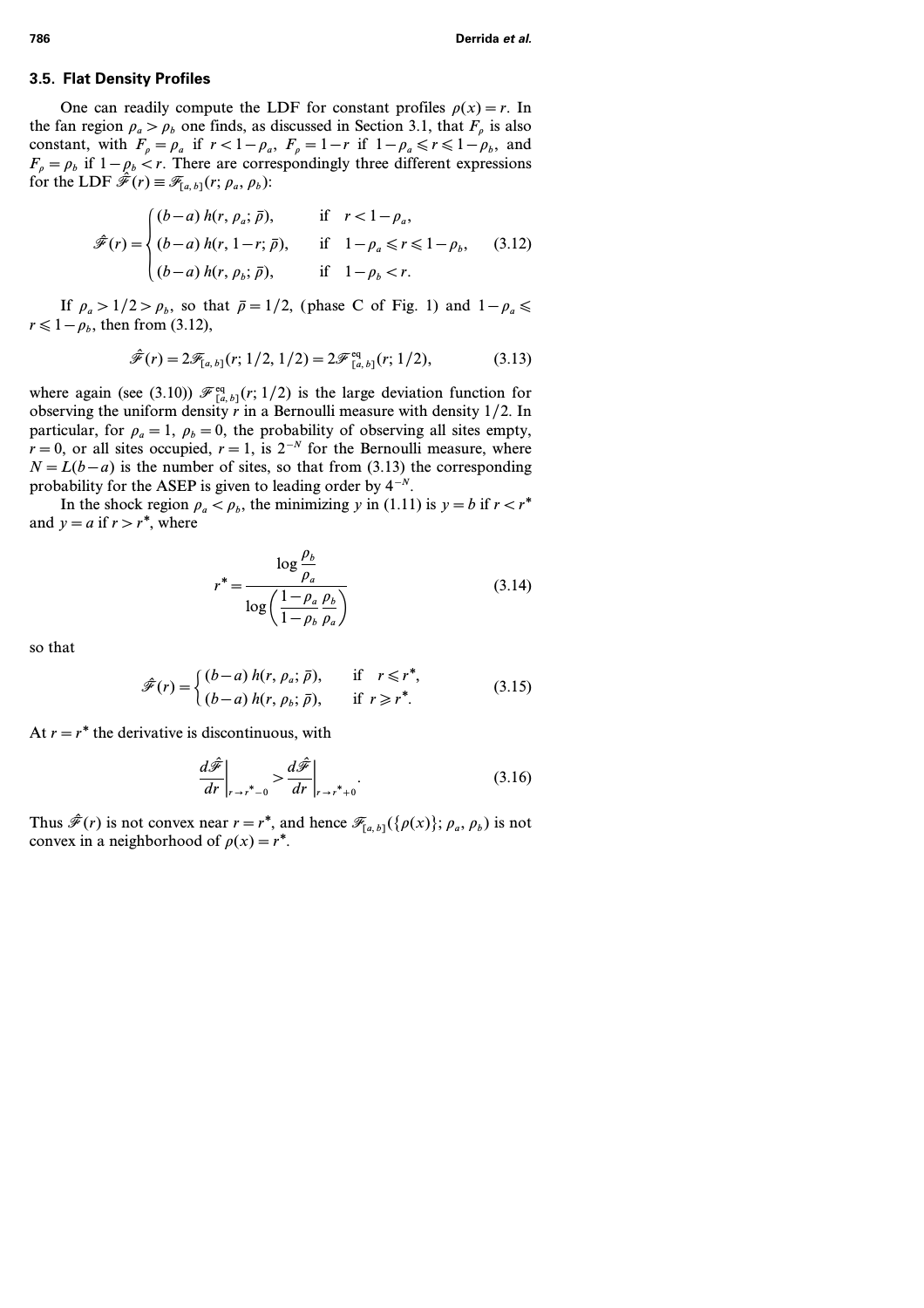### 3.5. Flat Density Profiles

One can readily compute the LDF for constant profiles $\rho(x) = r$. In the fan region $\rho_a > \rho_b$ one finds, as discussed in Section 3.1, that $F_\rho$ is also constant, with $F_\rho = \rho_a$ if $r < 1-\rho_a$, $F_\rho = 1-r$ if $1-\rho_a \leqslant r \leqslant 1-\rho_b$, and $F_\rho = \rho_b$ if $1-\rho_b < r$. There are correspondingly three different expressions for the LDF $\hat{\mathscr{F}}(r) \equiv \mathscr{F}_{[a,b]}(r; \rho_a, \rho_b)$:

$$\hat{\mathscr{F}}(r) = \begin{cases} (b-a)\, h(r, \rho_a; \bar{\rho}), & \text{if} \quad r < 1-\rho_a, \\ (b-a)\, h(r, 1-r; \bar{\rho}), & \text{if} \quad 1-\rho_a \leqslant r \leqslant 1-\rho_b, \\ (b-a)\, h(r, \rho_b; \bar{\rho}), & \text{if} \quad 1-\rho_b < r. \end{cases} \tag{3.12}$$

If $\rho_a > 1/2 > \rho_b$, so that $\bar{\rho} = 1/2$, (phase C of Fig. 1) and $1-\rho_a \leqslant r \leqslant 1-\rho_b$, then from (3.12),

$$\hat{\mathscr{F}}(r) = 2\mathscr{F}_{[a,b]}(r; 1/2, 1/2) = 2\mathscr{F}^{\text{eq}}_{[a,b]}(r; 1/2), \tag{3.13}$$

where again (see (3.10)) $\mathscr{F}^{\text{eq}}_{[a,b]}(r; 1/2)$ is the large deviation function for observing the uniform density $r$ in a Bernoulli measure with density $1/2$. In particular, for $\rho_a = 1$, $\rho_b = 0$, the probability of observing all sites empty, $r = 0$, or all sites occupied, $r = 1$, is $2^{-N}$ for the Bernoulli measure, where $N = L(b-a)$ is the number of sites, so that from (3.13) the corresponding probability for the ASEP is given to leading order by $4^{-N}$.

In the shock region $\rho_a < \rho_b$, the minimizing $y$ in (1.11) is $y = b$ if $r < r^*$ and $y = a$ if $r > r^*$, where

$$r^* = \frac{\log \dfrac{\rho_b}{\rho_a}}{\log \left( \dfrac{1-\rho_a}{1-\rho_b} \dfrac{\rho_b}{\rho_a} \right)} \tag{3.14}$$

so that

$$\hat{\mathscr{F}}(r) = \begin{cases} (b-a)\, h(r, \rho_a; \bar{\rho}), & \text{if} \quad r \leqslant r^*, \\ (b-a)\, h(r, \rho_b; \bar{\rho}), & \text{if} \quad r \geqslant r^*. \end{cases} \tag{3.15}$$

At $r = r^*$ the derivative is discontinuous, with

$$\left. \frac{d\hat{\mathscr{F}}}{dr} \right|_{r \to r^* - 0} > \left. \frac{d\hat{\mathscr{F}}}{dr} \right|_{r \to r^* + 0}. \tag{3.16}$$

Thus $\hat{\mathscr{F}}(r)$ is not convex near $r = r^*$, and hence $\mathscr{F}_{[a,b]}(\{\rho(x)\}; \rho_a, \rho_b)$ is not convex in a neighborhood of $\rho(x) = r^*$.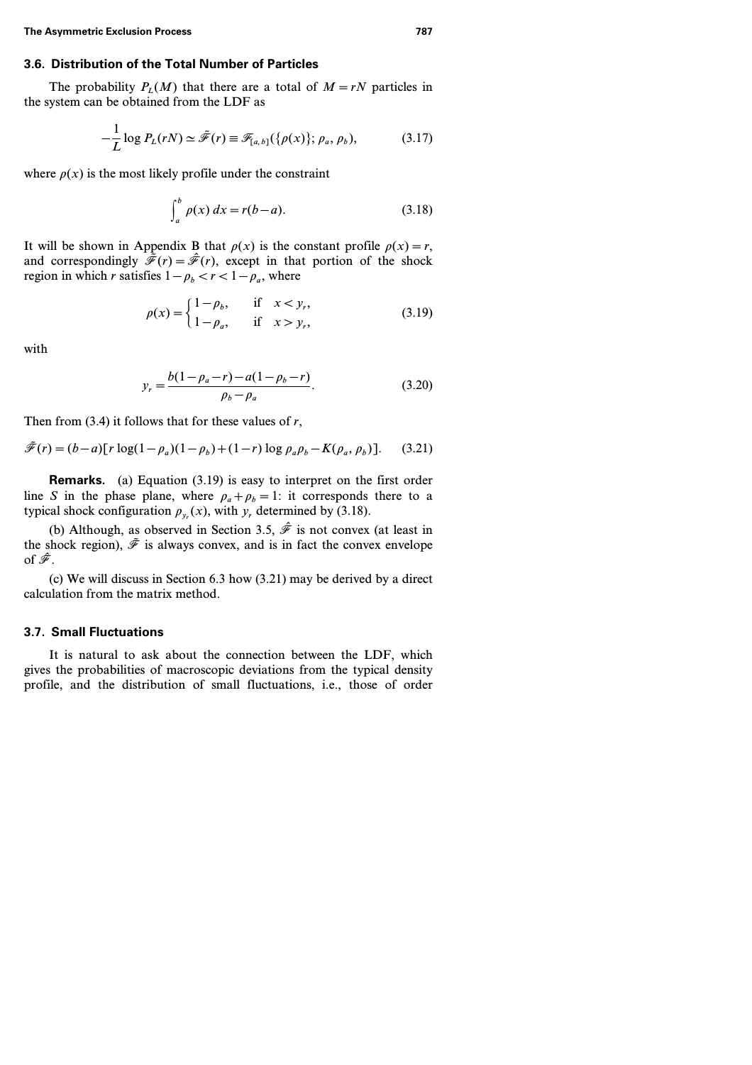### 3.6. Distribution of the Total Number of Particles

The probability $P_L(M)$ that there are a total of $M = rN$ particles in the system can be obtained from the LDF as

$$-\frac{1}{L}\log P_L(rN) \simeq \bar{\mathscr{F}}(r) \equiv \mathscr{F}_{[a,b]}(\{\rho(x)\}; \rho_a, \rho_b), \tag{3.17}$$

where $\rho(x)$ is the most likely profile under the constraint

$$\int_a^b \rho(x)\, dx = r(b-a). \tag{3.18}$$

It will be shown in Appendix B that $\rho(x)$ is the constant profile $\rho(x) = r$, and correspondingly $\bar{\mathscr{F}}(r) = \hat{\mathscr{F}}(r)$, except in that portion of the shock region in which $r$ satisfies $1-\rho_b < r < 1-\rho_a$, where

$$\rho(x) = \begin{cases} 1-\rho_b, & \text{if} \quad x < y_r, \\ 1-\rho_a, & \text{if} \quad x > y_r, \end{cases} \tag{3.19}$$

with

$$y_r = \frac{b(1-\rho_a - r) - a(1-\rho_b - r)}{\rho_b - \rho_a}. \tag{3.20}$$

Then from (3.4) it follows that for these values of $r$,

$$\bar{\mathscr{F}}(r) = (b-a)[r \log(1-\rho_a)(1-\rho_b) + (1-r)\log \rho_a \rho_b - K(\rho_a, \rho_b)]. \tag{3.21}$$

**Remarks.** (a) Equation (3.19) is easy to interpret on the first order line $S$ in the phase plane, where $\rho_a + \rho_b = 1$: it corresponds there to a typical shock configuration $\rho_{y_r}(x)$, with $y_r$ determined by (3.18).

(b) Although, as observed in Section 3.5, $\hat{\mathscr{F}}$ is not convex (at least in the shock region), $\bar{\mathscr{F}}$ is always convex, and is in fact the convex envelope of $\hat{\mathscr{F}}$.

(c) We will discuss in Section 6.3 how (3.21) may be derived by a direct calculation from the matrix method.

### 3.7. Small Fluctuations

It is natural to ask about the connection between the LDF, which gives the probabilities of macroscopic deviations from the typical density profile, and the distribution of small fluctuations, i.e., those of order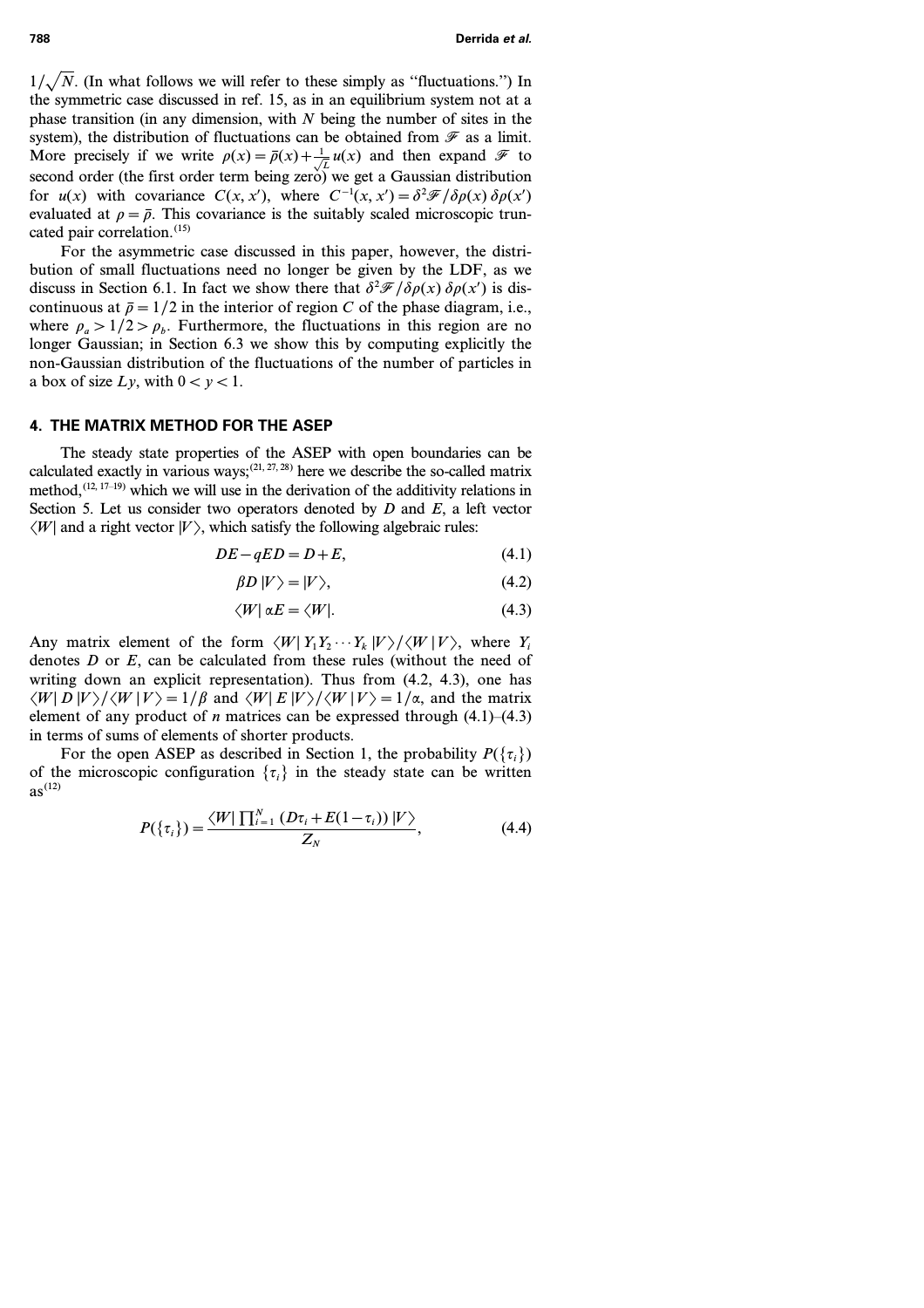$1/\sqrt{N}$. (In what follows we will refer to these simply as "fluctuations.") In the symmetric case discussed in ref. 15, as in an equilibrium system not at a phase transition (in any dimension, with $N$ being the number of sites in the system), the distribution of fluctuations can be obtained from $\mathscr{F}$ as a limit. More precisely if we write $\rho(x) = \bar{\rho}(x) + \frac{1}{\sqrt{L}} u(x)$ and then expand $\mathscr{F}$ to second order (the first order term being zero) we get a Gaussian distribution for $u(x)$ with covariance $C(x, x')$, where $C^{-1}(x, x') = \delta^2 \mathscr{F} / \delta\rho(x)\, \delta\rho(x')$ evaluated at $\rho = \bar{\rho}$. This covariance is the suitably scaled microscopic truncated pair correlation.[15]

For the asymmetric case discussed in this paper, however, the distribution of small fluctuations need no longer be given by the LDF, as we discuss in Section 6.1. In fact we show there that $\delta^2 \mathscr{F} / \delta\rho(x)\, \delta\rho(x')$ is discontinuous at $\bar{\rho} = 1/2$ in the interior of region $C$ of the phase diagram, i.e., where $\rho_a > 1/2 > \rho_b$. Furthermore, the fluctuations in this region are no longer Gaussian; in Section 6.3 we show this by computing explicitly the non-Gaussian distribution of the fluctuations of the number of particles in a box of size $Ly$, with $0 < y < 1$.

## 4. THE MATRIX METHOD FOR THE ASEP

The steady state properties of the ASEP with open boundaries can be calculated exactly in various ways;[21, 27, 28] here we describe the so-called matrix method,[12, 17–19] which we will use in the derivation of the additivity relations in Section 5. Let us consider two operators denoted by $D$ and $E$, a left vector $\langle W|$ and a right vector $|V\rangle$, which satisfy the following algebraic rules:

$$DE - qED = D + E, \tag{4.1}$$

$$\beta D\, |V\rangle = |V\rangle, \tag{4.2}$$

$$\langle W|\, \alpha E = \langle W|. \tag{4.3}$$

Any matrix element of the form $\langle W|\, Y_1 Y_2 \cdots Y_k\, |V\rangle / \langle W \mid V\rangle$, where $Y_i$ denotes $D$ or $E$, can be calculated from these rules (without the need of writing down an explicit representation). Thus from (4.2, 4.3), one has $\langle W|\, D\, |V\rangle / \langle W \mid V\rangle = 1/\beta$ and $\langle W|\, E\, |V\rangle / \langle W \mid V\rangle = 1/\alpha$, and the matrix element of any product of $n$ matrices can be expressed through (4.1)–(4.3) in terms of sums of elements of shorter products.

For the open ASEP as described in Section 1, the probability $P(\{\tau_i\})$ of the microscopic configuration $\{\tau_i\}$ in the steady state can be written as[12]

$$P(\{\tau_i\}) = \frac{\langle W|\, \prod_{i=1}^{N} (D\tau_i + E(1-\tau_i))\, |V\rangle}{Z_N}, \tag{4.4}$$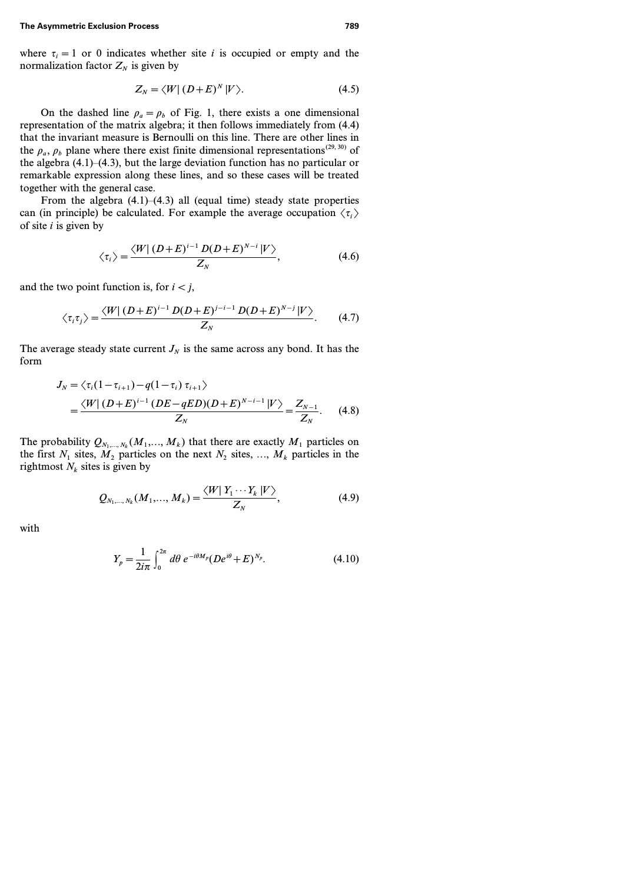where $\tau_i = 1$ or 0 indicates whether site $i$ is occupied or empty and the normalization factor $Z_N$ is given by

$$Z_N = \langle W | (D+E)^N | V \rangle. \tag{4.5}$$

On the dashed line $\rho_a = \rho_b$ of Fig. 1, there exists a one dimensional representation of the matrix algebra; it then follows immediately from (4.4) that the invariant measure is Bernoulli on this line. There are other lines in the $\rho_a, \rho_b$ plane where there exist finite dimensional representations[29, 30] of the algebra (4.1)–(4.3), but the large deviation function has no particular or remarkable expression along these lines, and so these cases will be treated together with the general case.

From the algebra (4.1)–(4.3) all (equal time) steady state properties can (in principle) be calculated. For example the average occupation $\langle \tau_i \rangle$ of site $i$ is given by

$$\langle \tau_i \rangle = \frac{\langle W | (D+E)^{i-1} D(D+E)^{N-i} | V \rangle}{Z_N}, \tag{4.6}$$

and the two point function is, for $i < j$,

$$\langle \tau_i \tau_j \rangle = \frac{\langle W | (D+E)^{i-1} D(D+E)^{j-i-1} D(D+E)^{N-j} | V \rangle}{Z_N}. \tag{4.7}$$

The average steady state current $J_N$ is the same across any bond. It has the form

$$\begin{aligned} J_N &= \langle \tau_i (1-\tau_{i+1}) - q(1-\tau_i)\, \tau_{i+1} \rangle \\ &= \frac{\langle W | (D+E)^{i-1} (DE - qED)(D+E)^{N-i-1} | V \rangle}{Z_N} = \frac{Z_{N-1}}{Z_N}. \end{aligned} \tag{4.8}$$

The probability $Q_{N_1,\dots,N_k}(M_1,\dots,M_k)$ that there are exactly $M_1$ particles on the first $N_1$ sites, $M_2$ particles on the next $N_2$ sites, ..., $M_k$ particles in the rightmost $N_k$ sites is given by

$$Q_{N_1,\dots,N_k}(M_1,\dots,M_k) = \frac{\langle W | Y_1 \cdots Y_k | V \rangle}{Z_N}, \tag{4.9}$$

with

$$Y_p = \frac{1}{2i\pi} \int_0^{2\pi} d\theta\, e^{-i\theta M_p} (De^{i\theta} + E)^{N_p}. \tag{4.10}$$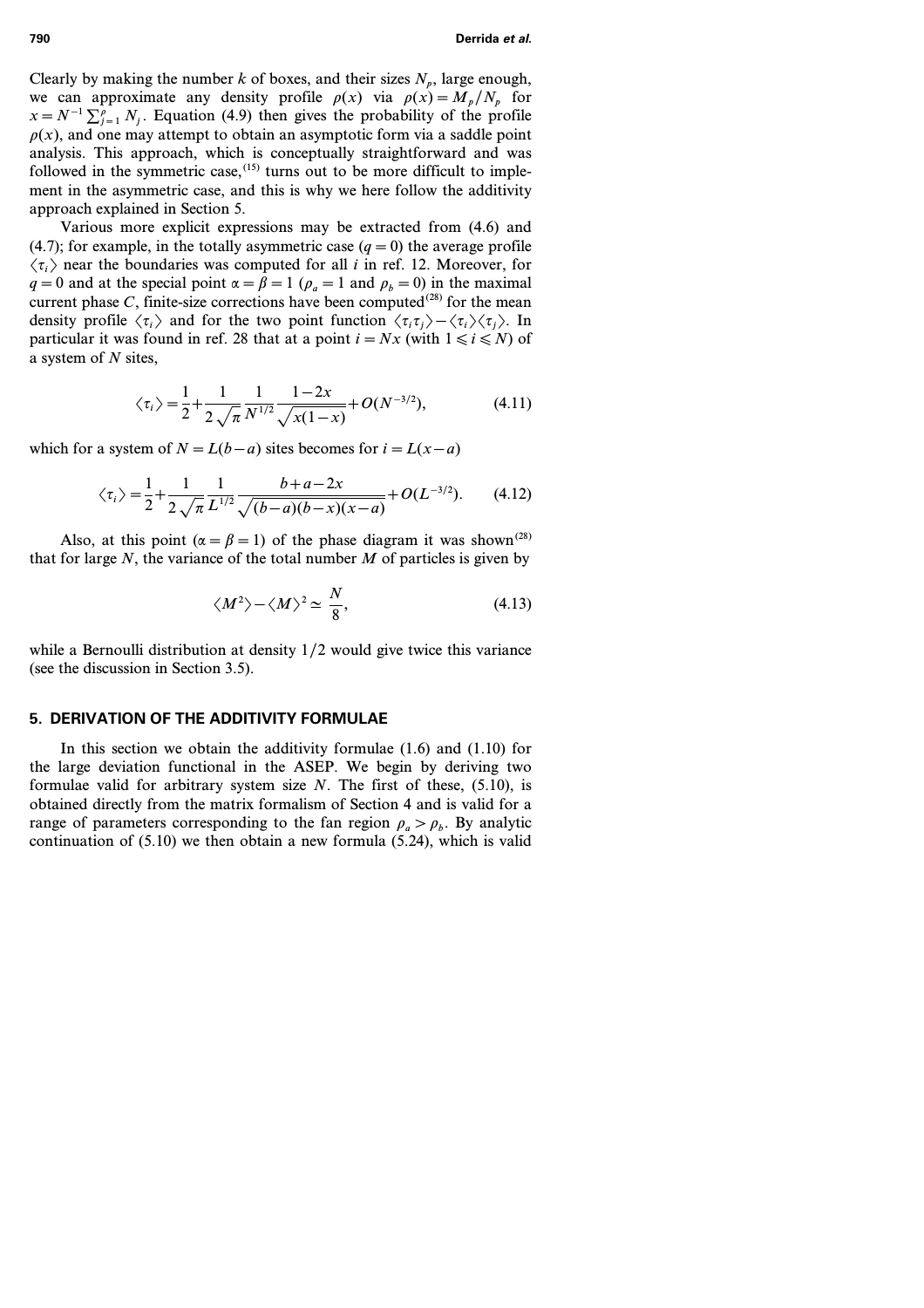Clearly by making the number $k$ of boxes, and their sizes $N_p$, large enough, we can approximate any density profile $\rho(x)$ via $\rho(x) = M_p/N_p$ for $x = N^{-1} \sum_{j=1}^{p} N_j$. Equation (4.9) then gives the probability of the profile $\rho(x)$, and one may attempt to obtain an asymptotic form via a saddle point analysis. This approach, which is conceptually straightforward and was followed in the symmetric case,[15] turns out to be more difficult to implement in the asymmetric case, and this is why we here follow the additivity approach explained in Section 5.

Various more explicit expressions may be extracted from (4.6) and (4.7); for example, in the totally asymmetric case ($q = 0$) the average profile $\langle \tau_i \rangle$ near the boundaries was computed for all $i$ in ref. 12. Moreover, for $q = 0$ and at the special point $\alpha = \beta = 1$ ($\rho_a = 1$ and $\rho_b = 0$) in the maximal current phase $C$, finite-size corrections have been computed[28] for the mean density profile $\langle \tau_i \rangle$ and for the two point function $\langle \tau_i \tau_j \rangle - \langle \tau_i \rangle \langle \tau_j \rangle$. In particular it was found in ref. 28 that at a point $i = Nx$ (with $1 \leqslant i \leqslant N$) of a system of $N$ sites,

$$\langle \tau_i \rangle = \frac{1}{2} + \frac{1}{2\sqrt{\pi}} \frac{1}{N^{1/2}} \frac{1-2x}{\sqrt{x(1-x)}} + O(N^{-3/2}), \tag{4.11}$$

which for a system of $N = L(b-a)$ sites becomes for $i = L(x-a)$

$$\langle \tau_i \rangle = \frac{1}{2} + \frac{1}{2\sqrt{\pi}} \frac{1}{L^{1/2}} \frac{b+a-2x}{\sqrt{(b-a)(b-x)(x-a)}} + O(L^{-3/2}). \tag{4.12}$$

Also, at this point ($\alpha = \beta = 1$) of the phase diagram it was shown[28] that for large $N$, the variance of the total number $M$ of particles is given by

$$\langle M^2 \rangle - \langle M \rangle^2 \simeq \frac{N}{8}, \tag{4.13}$$

while a Bernoulli distribution at density $1/2$ would give twice this variance (see the discussion in Section 3.5).

## 5. DERIVATION OF THE ADDITIVITY FORMULAE

In this section we obtain the additivity formulae (1.6) and (1.10) for the large deviation functional in the ASEP. We begin by deriving two formulae valid for arbitrary system size $N$. The first of these, (5.10), is obtained directly from the matrix formalism of Section 4 and is valid for a range of parameters corresponding to the fan region $\rho_a > \rho_b$. By analytic continuation of (5.10) we then obtain a new formula (5.24), which is valid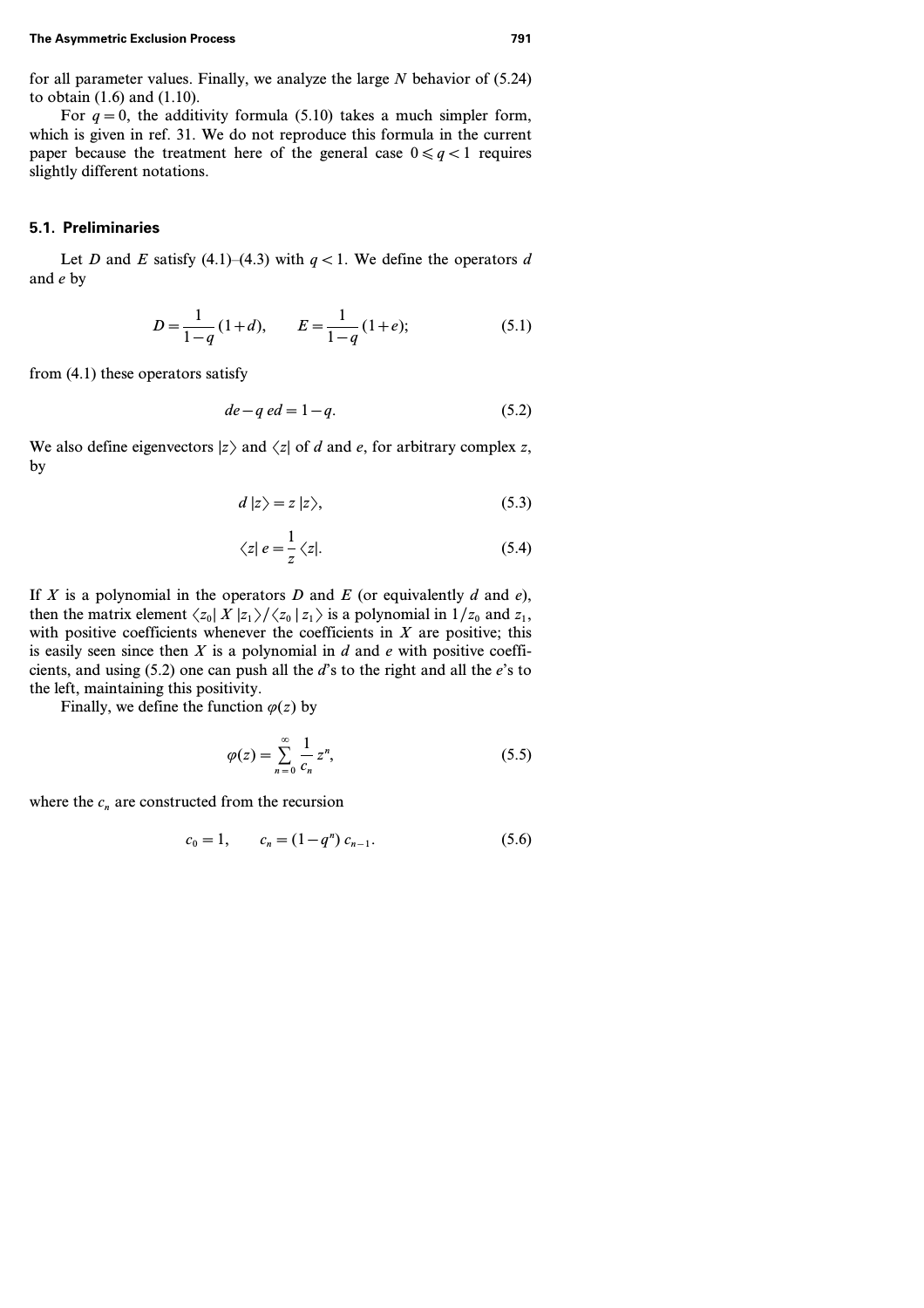for all parameter values. Finally, we analyze the large $N$ behavior of (5.24) to obtain (1.6) and (1.10).

For $q=0$, the additivity formula (5.10) takes a much simpler form, which is given in ref. 31. We do not reproduce this formula in the current paper because the treatment here of the general case $0 \leqslant q < 1$ requires slightly different notations.

### 5.1. Preliminaries

Let $D$ and $E$ satisfy (4.1)–(4.3) with $q<1$. We define the operators $d$ and $e$ by

$$D = \frac{1}{1-q}(1+d), \qquad E = \frac{1}{1-q}(1+e); \tag{5.1}$$

from (4.1) these operators satisfy

$$de - q\, ed = 1-q. \tag{5.2}$$

We also define eigenvectors $|z\rangle$ and $\langle z|$ of $d$ and $e$, for arbitrary complex $z$, by

$$d\,|z\rangle = z\,|z\rangle, \tag{5.3}$$

$$\langle z|\, e = \frac{1}{z}\langle z|. \tag{5.4}$$

If $X$ is a polynomial in the operators $D$ and $E$ (or equivalently $d$ and $e$), then the matrix element $\langle z_0|\, X\, |z_1\rangle / \langle z_0 \,|\, z_1\rangle$ is a polynomial in $1/z_0$ and $z_1$, with positive coefficients whenever the coefficients in $X$ are positive; this is easily seen since then $X$ is a polynomial in $d$ and $e$ with positive coefficients, and using (5.2) one can push all the $d$'s to the right and all the $e$'s to the left, maintaining this positivity.

Finally, we define the function $\varphi(z)$ by

$$\varphi(z) = \sum_{n=0}^{\infty} \frac{1}{c_n} z^n, \tag{5.5}$$

where the $c_n$ are constructed from the recursion

$$c_0 = 1, \qquad c_n = (1-q^n)\, c_{n-1}. \tag{5.6}$$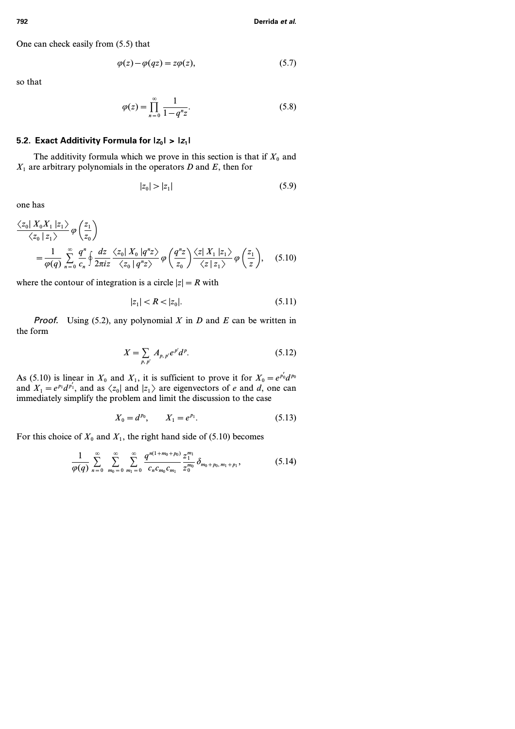One can check easily from (5.5) that

$$\varphi(z) - \varphi(qz) = z\varphi(z), \tag{5.7}$$

so that

$$\varphi(z) = \prod_{n=0}^{\infty} \frac{1}{1-q^n z}. \tag{5.8}$$

## 5.2. Exact Additivity Formula for $|z_0| > |z_1|$

The additivity formula which we prove in this section is that if $X_0$ and $X_1$ are arbitrary polynomials in the operators $D$ and $E$, then for

$$|z_0| > |z_1| \tag{5.9}$$

one has

$$\frac{\langle z_0 |\, X_0 X_1 \,| z_1 \rangle}{\langle z_0 \,|\, z_1 \rangle} \varphi\left(\frac{z_1}{z_0}\right) = \frac{1}{\varphi(q)} \sum_{n=0}^{\infty} \frac{q^n}{c_n} \oint \frac{dz}{2\pi i z} \frac{\langle z_0 |\, X_0 \,| q^n z \rangle}{\langle z_0 \,|\, q^n z \rangle} \varphi\left(\frac{q^n z}{z_0}\right) \frac{\langle z |\, X_1 \,| z_1 \rangle}{\langle z \,|\, z_1 \rangle} \varphi\left(\frac{z_1}{z}\right), \tag{5.10}$$

where the contour of integration is a circle $|z| = R$ with

$$|z_1| < R < |z_0|. \tag{5.11}$$

*Proof.* Using (5.2), any polynomial $X$ in $D$ and $E$ can be written in the form

$$X = \sum_{p,\, p'} A_{p,\, p'} e^{p'} d^p. \tag{5.12}$$

As (5.10) is linear in $X_0$ and $X_1$, it is sufficient to prove it for $X_0 = e^{p_0'} d^{p_0}$ and $X_1 = e^{p_1} d^{p_1'}$, and as $\langle z_0|$ and $|z_1\rangle$ are eigenvectors of $e$ and $d$, one can immediately simplify the problem and limit the discussion to the case

$$X_0 = d^{p_0}, \qquad X_1 = e^{p_1}. \tag{5.13}$$

For this choice of $X_0$ and $X_1$, the right hand side of (5.10) becomes

$$\frac{1}{\varphi(q)} \sum_{n=0}^{\infty} \sum_{m_0=0}^{\infty} \sum_{m_1=0}^{\infty} \frac{q^{n(1+m_0+p_0)}}{c_n c_{m_0} c_{m_1}} \frac{z_1^{m_1}}{z_0^{m_0}} \delta_{m_0+p_0,\, m_1+p_1}, \tag{5.14}$$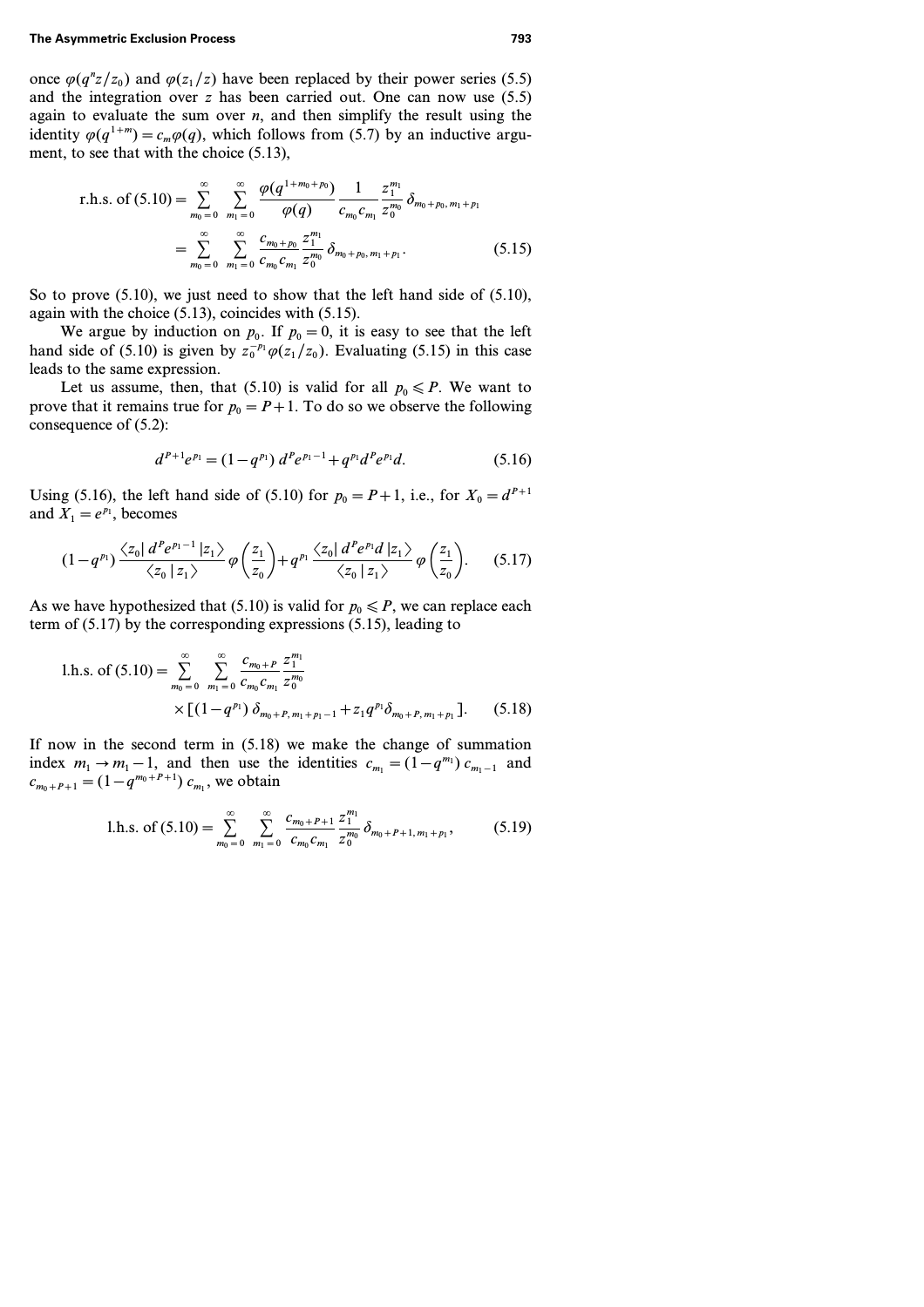once $\varphi(q^n z/z_0)$ and $\varphi(z_1/z)$ have been replaced by their power series (5.5) and the integration over $z$ has been carried out. One can now use (5.5) again to evaluate the sum over $n$, and then simplify the result using the identity $\varphi(q^{1+m}) = c_m \varphi(q)$, which follows from (5.7) by an inductive argument, to see that with the choice (5.13),

$$\begin{aligned}
\text{r.h.s. of (5.10)} &= \sum_{m_0=0}^{\infty} \sum_{m_1=0}^{\infty} \frac{\varphi(q^{1+m_0+p_0})}{\varphi(q)} \frac{1}{c_{m_0} c_{m_1}} \frac{z_1^{m_1}}{z_0^{m_0}} \delta_{m_0+p_0,\, m_1+p_1} \\
&= \sum_{m_0=0}^{\infty} \sum_{m_1=0}^{\infty} \frac{c_{m_0+p_0}}{c_{m_0} c_{m_1}} \frac{z_1^{m_1}}{z_0^{m_0}} \delta_{m_0+p_0,\, m_1+p_1}.
\end{aligned} \tag{5.15}$$

So to prove (5.10), we just need to show that the left hand side of (5.10), again with the choice (5.13), coincides with (5.15).

We argue by induction on $p_0$. If $p_0 = 0$, it is easy to see that the left hand side of (5.10) is given by $z_0^{-p_1} \varphi(z_1/z_0)$. Evaluating (5.15) in this case leads to the same expression.

Let us assume, then, that (5.10) is valid for all $p_0 \leqslant P$. We want to prove that it remains true for $p_0 = P+1$. To do so we observe the following consequence of (5.2):

$$d^{P+1} e^{p_1} = (1 - q^{p_1})\, d^P e^{p_1 - 1} + q^{p_1} d^P e^{p_1} d. \tag{5.16}$$

Using (5.16), the left hand side of (5.10) for $p_0 = P+1$, i.e., for $X_0 = d^{P+1}$ and $X_1 = e^{p_1}$, becomes

$$(1 - q^{p_1}) \frac{\langle z_0 |\, d^P e^{p_1 - 1} \,| z_1 \rangle}{\langle z_0 \,|\, z_1 \rangle} \varphi\left(\frac{z_1}{z_0}\right) + q^{p_1} \frac{\langle z_0 |\, d^P e^{p_1} d \,| z_1 \rangle}{\langle z_0 \,|\, z_1 \rangle} \varphi\left(\frac{z_1}{z_0}\right). \tag{5.17}$$

As we have hypothesized that (5.10) is valid for $p_0 \leqslant P$, we can replace each term of (5.17) by the corresponding expressions (5.15), leading to

$$\begin{aligned}
\text{l.h.s. of (5.10)} &= \sum_{m_0=0}^{\infty} \sum_{m_1=0}^{\infty} \frac{c_{m_0+P}}{c_{m_0} c_{m_1}} \frac{z_1^{m_1}}{z_0^{m_0}} \\
&\quad \times \left[ (1 - q^{p_1})\, \delta_{m_0+P,\, m_1+p_1-1} + z_1 q^{p_1} \delta_{m_0+P,\, m_1+p_1} \right].
\end{aligned} \tag{5.18}$$

If now in the second term in (5.18) we make the change of summation index $m_1 \to m_1 - 1$, and then use the identities $c_{m_1} = (1 - q^{m_1})\, c_{m_1 - 1}$ and $c_{m_0+P+1} = (1 - q^{m_0+P+1})\, c_{m_1}$, we obtain

$$\text{l.h.s. of (5.10)} = \sum_{m_0=0}^{\infty} \sum_{m_1=0}^{\infty} \frac{c_{m_0+P+1}}{c_{m_0} c_{m_1}} \frac{z_1^{m_1}}{z_0^{m_0}} \delta_{m_0+P+1,\, m_1+p_1}, \tag{5.19}$$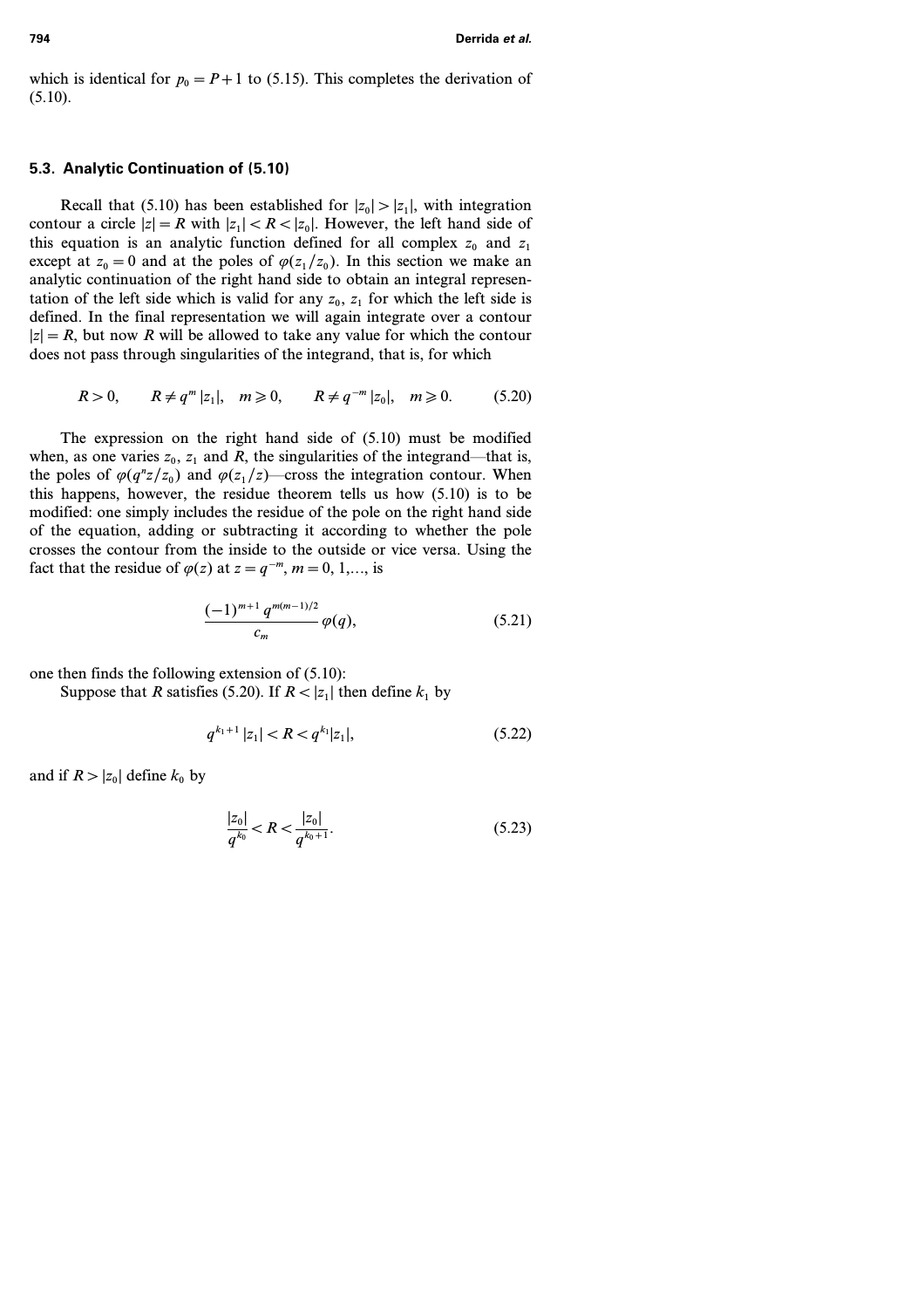which is identical for $p_0 = P+1$ to (5.15). This completes the derivation of (5.10).

### 5.3. Analytic Continuation of (5.10)

Recall that (5.10) has been established for $|z_0| > |z_1|$, with integration contour a circle $|z| = R$ with $|z_1| < R < |z_0|$. However, the left hand side of this equation is an analytic function defined for all complex $z_0$ and $z_1$ except at $z_0 = 0$ and at the poles of $\varphi(z_1/z_0)$. In this section we make an analytic continuation of the right hand side to obtain an integral representation of the left side which is valid for any $z_0$, $z_1$ for which the left side is defined. In the final representation we will again integrate over a contour $|z| = R$, but now $R$ will be allowed to take any value for which the contour does not pass through singularities of the integrand, that is, for which

$$R > 0, \qquad R \neq q^m |z_1|, \quad m \geqslant 0, \qquad R \neq q^{-m} |z_0|, \quad m \geqslant 0. \tag{5.20}$$

The expression on the right hand side of (5.10) must be modified when, as one varies $z_0$, $z_1$ and $R$, the singularities of the integrand—that is, the poles of $\varphi(q^n z/z_0)$ and $\varphi(z_1/z)$—cross the integration contour. When this happens, however, the residue theorem tells us how (5.10) is to be modified: one simply includes the residue of the pole on the right hand side of the equation, adding or subtracting it according to whether the pole crosses the contour from the inside to the outside or vice versa. Using the fact that the residue of $\varphi(z)$ at $z = q^{-m}$, $m = 0, 1,\ldots$, is

$$\frac{(-1)^{m+1}\, q^{m(m-1)/2}}{c_m}\, \varphi(q), \tag{5.21}$$

one then finds the following extension of (5.10):

Suppose that $R$ satisfies (5.20). If $R < |z_1|$ then define $k_1$ by

$$q^{k_1+1} |z_1| < R < q^{k_1} |z_1|, \tag{5.22}$$

and if $R > |z_0|$ define $k_0$ by

$$\frac{|z_0|}{q^{k_0}} < R < \frac{|z_0|}{q^{k_0+1}}. \tag{5.23}$$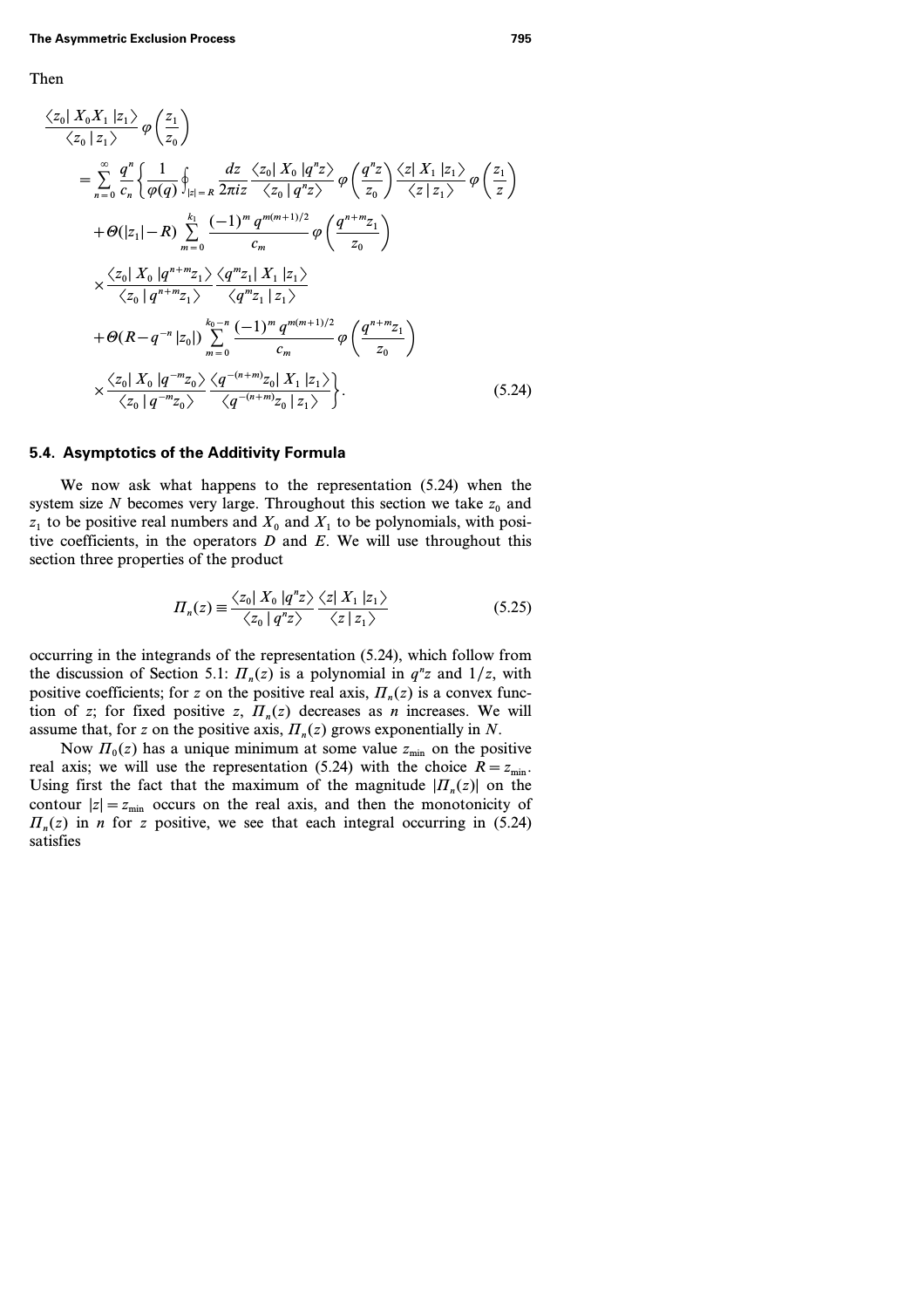Then

$$
\begin{aligned}
&\frac{\langle z_0|\, X_0 X_1\, |z_1\rangle}{\langle z_0\,|\, z_1\rangle}\,\varphi\!\left(\frac{z_1}{z_0}\right)\\
&= \sum_{n=0}^{\infty} \frac{q^n}{c_n} \left\{ \frac{1}{\varphi(q)} \oint_{|z|=R} \frac{dz}{2\pi i z} \frac{\langle z_0|\, X_0\, |q^n z\rangle}{\langle z_0\,|\, q^n z\rangle}\, \varphi\!\left(\frac{q^n z}{z_0}\right) \frac{\langle z|\, X_1\, |z_1\rangle}{\langle z\,|\, z_1\rangle}\, \varphi\!\left(\frac{z_1}{z}\right) \right.\\
&\quad + \Theta(|z_1| - R) \sum_{m=0}^{k_1} \frac{(-1)^m\, q^{m(m+1)/2}}{c_m}\, \varphi\!\left(\frac{q^{n+m} z_1}{z_0}\right)\\
&\quad \times \frac{\langle z_0|\, X_0\, |q^{n+m} z_1\rangle}{\langle z_0\,|\, q^{n+m} z_1\rangle} \frac{\langle q^m z_1|\, X_1\, |z_1\rangle}{\langle q^m z_1\,|\, z_1\rangle}\\
&\quad + \Theta(R - q^{-n}|z_0|) \sum_{m=0}^{k_0 - n} \frac{(-1)^m\, q^{m(m+1)/2}}{c_m}\, \varphi\!\left(\frac{q^{n+m} z_1}{z_0}\right)\\
&\quad \left. \times \frac{\langle z_0|\, X_0\, |q^{-m} z_0\rangle}{\langle z_0\,|\, q^{-m} z_0\rangle} \frac{\langle q^{-(n+m)} z_0|\, X_1\, |z_1\rangle}{\langle q^{-(n+m)} z_0\,|\, z_1\rangle} \right\}.
\end{aligned}
\tag{5.24}
$$

### 5.4. Asymptotics of the Additivity Formula

We now ask what happens to the representation (5.24) when the system size $N$ becomes very large. Throughout this section we take $z_0$ and $z_1$ to be positive real numbers and $X_0$ and $X_1$ to be polynomials, with positive coefficients, in the operators $D$ and $E$. We will use throughout this section three properties of the product

$$
\Pi_n(z) \equiv \frac{\langle z_0|\, X_0\, |q^n z\rangle}{\langle z_0\,|\, q^n z\rangle} \frac{\langle z|\, X_1\, |z_1\rangle}{\langle z\,|\, z_1\rangle}
\tag{5.25}
$$

occurring in the integrands of the representation (5.24), which follow from the discussion of Section 5.1: $\Pi_n(z)$ is a polynomial in $q^n z$ and $1/z$, with positive coefficients; for $z$ on the positive real axis, $\Pi_n(z)$ is a convex function of $z$; for fixed positive $z$, $\Pi_n(z)$ decreases as $n$ increases. We will assume that, for $z$ on the positive axis, $\Pi_n(z)$ grows exponentially in $N$.

Now $\Pi_0(z)$ has a unique minimum at some value $z_{\min}$ on the positive real axis; we will use the representation (5.24) with the choice $R = z_{\min}$. Using first the fact that the maximum of the magnitude $|\Pi_n(z)|$ on the contour $|z| = z_{\min}$ occurs on the real axis, and then the monotonicity of $\Pi_n(z)$ in $n$ for $z$ positive, we see that each integral occurring in (5.24) satisfies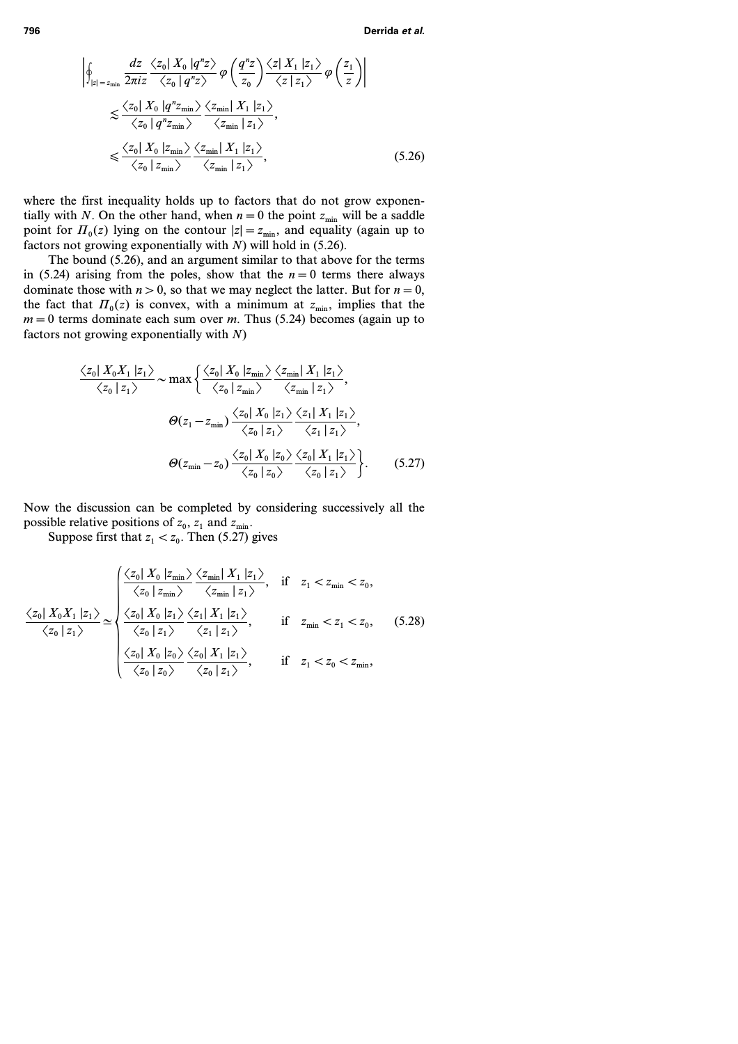$$
\left| \oint_{|z|=z_{\min}} \frac{dz}{2\pi i z} \frac{\langle z_0 | X_0 | q^n z \rangle}{\langle z_0 | q^n z \rangle} \varphi\left(\frac{q^n z}{z_0}\right) \frac{\langle z | X_1 | z_1 \rangle}{\langle z | z_1 \rangle} \varphi\left(\frac{z_1}{z}\right) \right|
$$

$$
\lesssim \frac{\langle z_0 | X_0 | q^n z_{\min} \rangle}{\langle z_0 | q^n z_{\min} \rangle} \frac{\langle z_{\min} | X_1 | z_1 \rangle}{\langle z_{\min} | z_1 \rangle},
$$

$$
\leqslant \frac{\langle z_0 | X_0 | z_{\min} \rangle}{\langle z_0 | z_{\min} \rangle} \frac{\langle z_{\min} | X_1 | z_1 \rangle}{\langle z_{\min} | z_1 \rangle}, \tag{5.26}
$$

where the first inequality holds up to factors that do not grow exponentially with $N$. On the other hand, when $n = 0$ the point $z_{\min}$ will be a saddle point for $\Pi_0(z)$ lying on the contour $|z| = z_{\min}$, and equality (again up to factors not growing exponentially with $N$) will hold in (5.26).

The bound (5.26), and an argument similar to that above for the terms in (5.24) arising from the poles, show that the $n = 0$ terms there always dominate those with $n > 0$, so that we may neglect the latter. But for $n = 0$, the fact that $\Pi_0(z)$ is convex, with a minimum at $z_{\min}$, implies that the $m = 0$ terms dominate each sum over $m$. Thus (5.24) becomes (again up to factors not growing exponentially with $N$)

$$
\begin{aligned}
\frac{\langle z_0 | X_0 X_1 | z_1 \rangle}{\langle z_0 | z_1 \rangle} \sim \max \Bigg\{ & \frac{\langle z_0 | X_0 | z_{\min} \rangle}{\langle z_0 | z_{\min} \rangle} \frac{\langle z_{\min} | X_1 | z_1 \rangle}{\langle z_{\min} | z_1 \rangle}, \\
& \Theta(z_1 - z_{\min}) \frac{\langle z_0 | X_0 | z_1 \rangle}{\langle z_0 | z_1 \rangle} \frac{\langle z_1 | X_1 | z_1 \rangle}{\langle z_1 | z_1 \rangle}, \\
& \Theta(z_{\min} - z_0) \frac{\langle z_0 | X_0 | z_0 \rangle}{\langle z_0 | z_0 \rangle} \frac{\langle z_0 | X_1 | z_1 \rangle}{\langle z_0 | z_1 \rangle} \Bigg\}.
\end{aligned} \tag{5.27}
$$

Now the discussion can be completed by considering successively all the possible relative positions of $z_0$, $z_1$ and $z_{\min}$.

Suppose first that $z_1 < z_0$. Then (5.27) gives

$$
\frac{\langle z_0 | X_0 X_1 | z_1 \rangle}{\langle z_0 | z_1 \rangle} \simeq \begin{cases} \dfrac{\langle z_0 | X_0 | z_{\min} \rangle}{\langle z_0 | z_{\min} \rangle} \dfrac{\langle z_{\min} | X_1 | z_1 \rangle}{\langle z_{\min} | z_1 \rangle}, & \text{if} \quad z_1 < z_{\min} < z_0, \\[2ex] \dfrac{\langle z_0 | X_0 | z_1 \rangle}{\langle z_0 | z_1 \rangle} \dfrac{\langle z_1 | X_1 | z_1 \rangle}{\langle z_1 | z_1 \rangle}, & \text{if} \quad z_{\min} < z_1 < z_0, \\[2ex] \dfrac{\langle z_0 | X_0 | z_0 \rangle}{\langle z_0 | z_0 \rangle} \dfrac{\langle z_0 | X_1 | z_1 \rangle}{\langle z_0 | z_1 \rangle}, & \text{if} \quad z_1 < z_0 < z_{\min}, \end{cases} \tag{5.28}
$$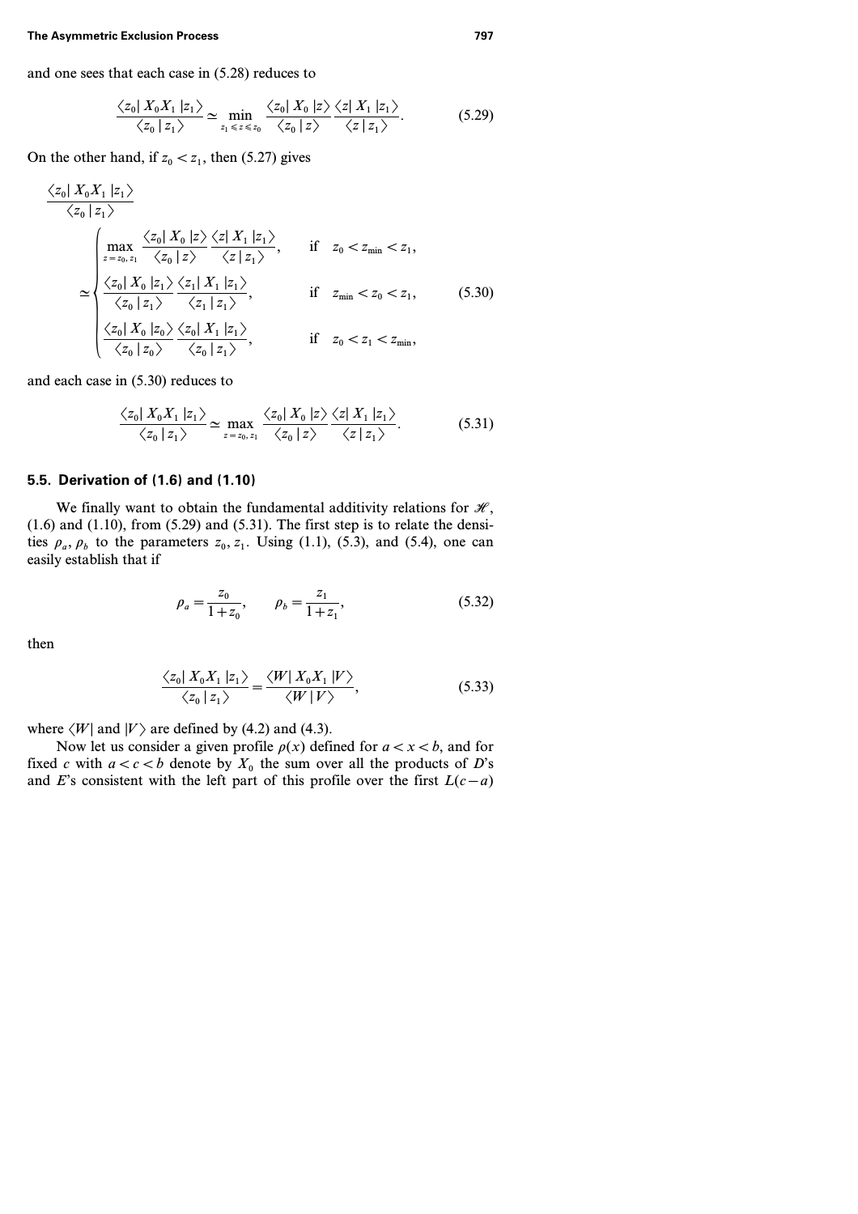and one sees that each case in (5.28) reduces to

$$\frac{\langle z_0 | X_0 X_1 | z_1 \rangle}{\langle z_0 | z_1 \rangle} \simeq \min_{z_1 \leqslant z \leqslant z_0} \frac{\langle z_0 | X_0 | z \rangle}{\langle z_0 | z \rangle} \frac{\langle z | X_1 | z_1 \rangle}{\langle z | z_1 \rangle}. \tag{5.29}$$

On the other hand, if $z_0 < z_1$, then (5.27) gives

$$\frac{\langle z_0 | X_0 X_1 | z_1 \rangle}{\langle z_0 | z_1 \rangle} \simeq \begin{cases} \max\limits_{z = z_0, z_1} \dfrac{\langle z_0 | X_0 | z \rangle}{\langle z_0 | z \rangle} \dfrac{\langle z | X_1 | z_1 \rangle}{\langle z | z_1 \rangle}, & \text{if } \; z_0 < z_{\min} < z_1, \\[2ex] \dfrac{\langle z_0 | X_0 | z_1 \rangle}{\langle z_0 | z_1 \rangle} \dfrac{\langle z_1 | X_1 | z_1 \rangle}{\langle z_1 | z_1 \rangle}, & \text{if } \; z_{\min} < z_0 < z_1, \\[2ex] \dfrac{\langle z_0 | X_0 | z_0 \rangle}{\langle z_0 | z_0 \rangle} \dfrac{\langle z_0 | X_1 | z_1 \rangle}{\langle z_0 | z_1 \rangle}, & \text{if } \; z_0 < z_1 < z_{\min}, \end{cases} \tag{5.30}$$

and each case in (5.30) reduces to

$$\frac{\langle z_0 | X_0 X_1 | z_1 \rangle}{\langle z_0 | z_1 \rangle} \simeq \max_{z = z_0, z_1} \frac{\langle z_0 | X_0 | z \rangle}{\langle z_0 | z \rangle} \frac{\langle z | X_1 | z_1 \rangle}{\langle z | z_1 \rangle}. \tag{5.31}$$

### 5.5. Derivation of (1.6) and (1.10)

We finally want to obtain the fundamental additivity relations for $\mathscr{H}$, (1.6) and (1.10), from (5.29) and (5.31). The first step is to relate the densities $\rho_a$, $\rho_b$ to the parameters $z_0$, $z_1$. Using (1.1), (5.3), and (5.4), one can easily establish that if

$$\rho_a = \frac{z_0}{1 + z_0}, \qquad \rho_b = \frac{z_1}{1 + z_1}, \tag{5.32}$$

then

$$\frac{\langle z_0 | X_0 X_1 | z_1 \rangle}{\langle z_0 | z_1 \rangle} = \frac{\langle W | X_0 X_1 | V \rangle}{\langle W | V \rangle}, \tag{5.33}$$

where $\langle W|$ and $|V\rangle$ are defined by (4.2) and (4.3).

Now let us consider a given profile $\rho(x)$ defined for $a < x < b$, and for fixed $c$ with $a < c < b$ denote by $X_0$ the sum over all the products of $D$'s and $E$'s consistent with the left part of this profile over the first $L(c-a)$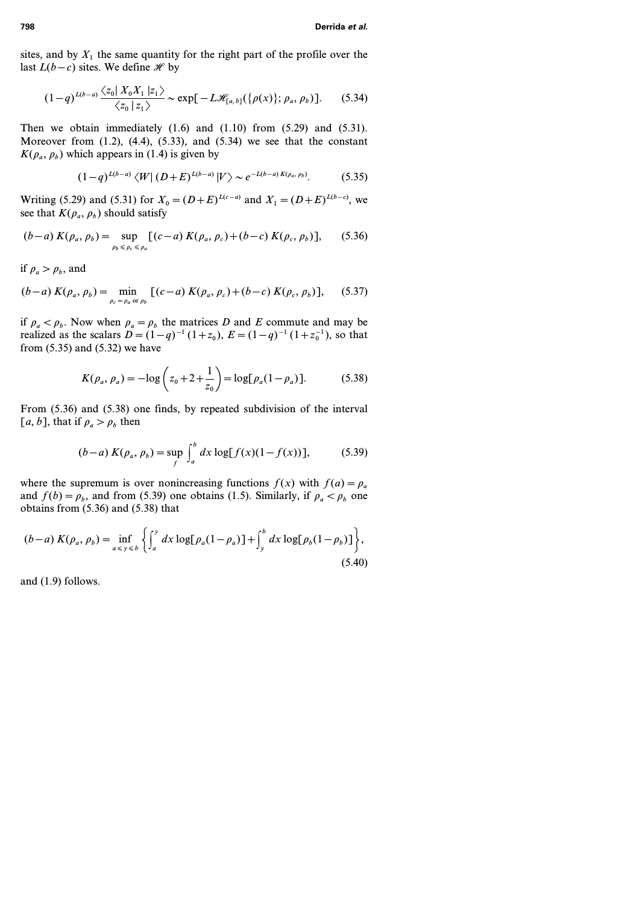sites, and by $X_1$ the same quantity for the right part of the profile over the last $L(b-c)$ sites. We define $\mathscr{H}$ by

$$(1-q)^{L(b-a)} \frac{\langle z_0 | X_0 X_1 | z_1 \rangle}{\langle z_0 | z_1 \rangle} \sim \exp[-L \mathscr{H}_{[a,b]}(\{\rho(x)\}; \rho_a, \rho_b)]. \tag{5.34}$$

Then we obtain immediately (1.6) and (1.10) from (5.29) and (5.31). Moreover from (1.2), (4.4), (5.33), and (5.34) we see that the constant $K(\rho_a, \rho_b)$ which appears in (1.4) is given by

$$(1-q)^{L(b-a)} \langle W | (D+E)^{L(b-a)} | V \rangle \sim e^{-L(b-a) K(\rho_a, \rho_b)}. \tag{5.35}$$

Writing (5.29) and (5.31) for $X_0 = (D+E)^{L(c-a)}$ and $X_1 = (D+E)^{L(b-c)}$, we see that $K(\rho_a, \rho_b)$ should satisfy

$$(b-a) K(\rho_a, \rho_b) = \sup_{\rho_b \leqslant \rho_c \leqslant \rho_a} [(c-a) K(\rho_a, \rho_c) + (b-c) K(\rho_c, \rho_b)], \tag{5.36}$$

if $\rho_a > \rho_b$, and

$$(b-a) K(\rho_a, \rho_b) = \min_{\rho_c = \rho_a \text{ or } \rho_b} [(c-a) K(\rho_a, \rho_c) + (b-c) K(\rho_c, \rho_b)], \tag{5.37}$$

if $\rho_a < \rho_b$. Now when $\rho_a = \rho_b$ the matrices $D$ and $E$ commute and may be realized as the scalars $D = (1-q)^{-1}(1+z_0)$, $E = (1-q)^{-1}(1+z_0^{-1})$, so that from (5.35) and (5.32) we have

$$K(\rho_a, \rho_a) = -\log\left(z_0 + 2 + \frac{1}{z_0}\right) = \log[\rho_a(1-\rho_a)]. \tag{5.38}$$

From (5.36) and (5.38) one finds, by repeated subdivision of the interval $[a, b]$, that if $\rho_a > \rho_b$ then

$$(b-a) K(\rho_a, \rho_b) = \sup_f \int_a^b dx \log[f(x)(1-f(x))], \tag{5.39}$$

where the supremum is over nonincreasing functions $f(x)$ with $f(a) = \rho_a$ and $f(b) = \rho_b$, and from (5.39) one obtains (1.5). Similarly, if $\rho_a < \rho_b$ one obtains from (5.36) and (5.38) that

$$(b-a) K(\rho_a, \rho_b) = \inf_{a \leqslant y \leqslant b} \left\{ \int_a^y dx \log[\rho_a(1-\rho_a)] + \int_y^b dx \log[\rho_b(1-\rho_b)] \right\}, \tag{5.40}$$

and (1.9) follows.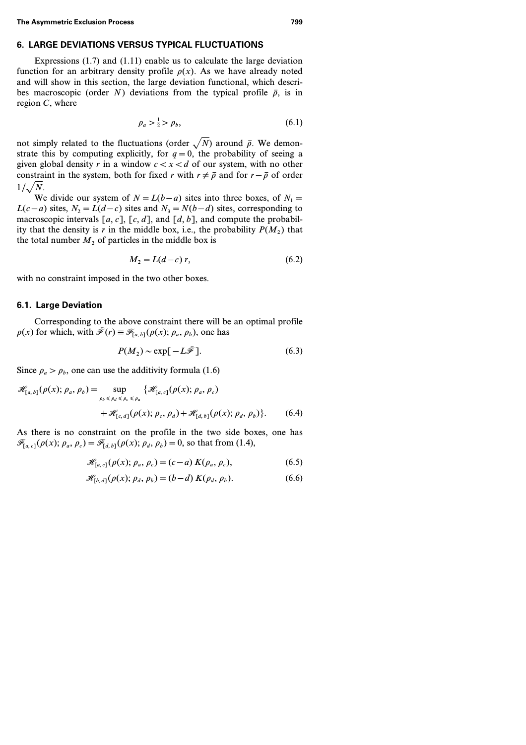## 6. LARGE DEVIATIONS VERSUS TYPICAL FLUCTUATIONS

Expressions (1.7) and (1.11) enable us to calculate the large deviation function for an arbitrary density profile $\rho(x)$. As we have already noted and will show in this section, the large deviation functional, which describes macroscopic (order $N$) deviations from the typical profile $\bar{\rho}$, is in region $C$, where

$$\rho_a > \tfrac{1}{2} > \rho_b, \tag{6.1}$$

not simply related to the fluctuations (order $\sqrt{N}$) around $\bar{\rho}$. We demonstrate this by computing explicitly, for $q = 0$, the probability of seeing a given global density $r$ in a window $c < x < d$ of our system, with no other constraint in the system, both for fixed $r$ with $r \neq \bar{\rho}$ and for $r - \bar{\rho}$ of order $1/\sqrt{N}$.

We divide our system of $N = L(b-a)$ sites into three boxes, of $N_1 = L(c-a)$ sites, $N_2 = L(d-c)$ sites and $N_3 = N(b-d)$ sites, corresponding to macroscopic intervals $[a, c]$, $[c, d]$, and $[d, b]$, and compute the probability that the density is $r$ in the middle box, i.e., the probability $P(M_2)$ that the total number $M_2$ of particles in the middle box is

$$M_2 = L(d-c)\, r, \tag{6.2}$$

with no constraint imposed in the two other boxes.

### 6.1. Large Deviation

Corresponding to the above constraint there will be an optimal profile $\rho(x)$ for which, with $\bar{\mathscr{F}}(r) \equiv \mathscr{F}_{[a,b]}(\rho(x); \rho_a, \rho_b)$, one has

$$P(M_2) \sim \exp[-L\bar{\mathscr{F}}]. \tag{6.3}$$

Since $\rho_a > \rho_b$, one can use the additivity formula (1.6)

$$\begin{aligned}\mathscr{H}_{[a,b]}(\rho(x); \rho_a, \rho_b) = \sup_{\rho_b \leqslant \rho_d \leqslant \rho_c \leqslant \rho_a} \{&\mathscr{H}_{[a,c]}(\rho(x); \rho_a, \rho_c) \\ &+ \mathscr{H}_{[c,d]}(\rho(x); \rho_c, \rho_d) + \mathscr{H}_{[d,b]}(\rho(x); \rho_d, \rho_b)\}.\end{aligned} \tag{6.4}$$

As there is no constraint on the profile in the two side boxes, one has $\mathscr{F}_{[a,c]}(\rho(x); \rho_a, \rho_c) = \mathscr{F}_{[d,b]}(\rho(x); \rho_d, \rho_b) = 0$, so that from (1.4),

$$\mathscr{H}_{[a,c]}(\rho(x); \rho_a, \rho_c) = (c-a)\, K(\rho_a, \rho_c), \tag{6.5}$$

$$\mathscr{H}_{[b,d]}(\rho(x); \rho_d, \rho_b) = (b-d)\, K(\rho_d, \rho_b). \tag{6.6}$$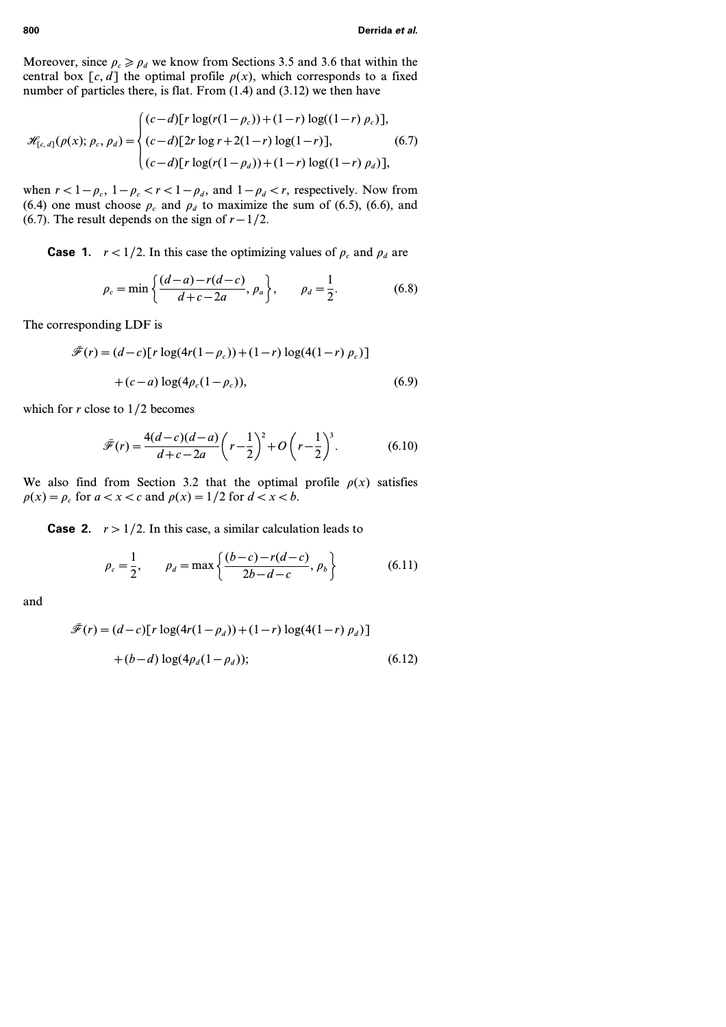Moreover, since $\rho_c \geqslant \rho_d$ we know from Sections 3.5 and 3.6 that within the central box $[c, d]$ the optimal profile $\rho(x)$, which corresponds to a fixed number of particles there, is flat. From (1.4) and (3.12) we then have

$$\mathscr{H}_{[c,d]}(\rho(x); \rho_c, \rho_d) = \begin{cases} (c-d)[r \log(r(1-\rho_c)) + (1-r) \log((1-r)\rho_c)], \\ (c-d)[2r \log r + 2(1-r) \log(1-r)], \\ (c-d)[r \log(r(1-\rho_d)) + (1-r) \log((1-r)\rho_d)], \end{cases} \tag{6.7}$$

when $r < 1-\rho_c$, $1-\rho_c < r < 1-\rho_d$, and $1-\rho_d < r$, respectively. Now from (6.4) one must choose $\rho_c$ and $\rho_d$ to maximize the sum of (6.5), (6.6), and (6.7). The result depends on the sign of $r - 1/2$.

**Case 1.** $r < 1/2$. In this case the optimizing values of $\rho_c$ and $\rho_d$ are

$$\rho_c = \min\left\{\frac{(d-a) - r(d-c)}{d+c-2a}, \rho_a\right\}, \qquad \rho_d = \frac{1}{2}. \tag{6.8}$$

The corresponding LDF is

$$\begin{aligned}\bar{\mathscr{F}}(r) = {} & (d-c)[r \log(4r(1-\rho_c)) + (1-r) \log(4(1-r)\rho_c)] \\ & + (c-a) \log(4\rho_c(1-\rho_c)),\end{aligned} \tag{6.9}$$

which for $r$ close to $1/2$ becomes

$$\bar{\mathscr{F}}(r) = \frac{4(d-c)(d-a)}{d+c-2a}\left(r - \frac{1}{2}\right)^2 + O\left(r - \frac{1}{2}\right)^3. \tag{6.10}$$

We also find from Section 3.2 that the optimal profile $\rho(x)$ satisfies $\rho(x) = \rho_c$ for $a < x < c$ and $\rho(x) = 1/2$ for $d < x < b$.

**Case 2.** $r > 1/2$. In this case, a similar calculation leads to

$$\rho_c = \frac{1}{2}, \qquad \rho_d = \max\left\{\frac{(b-c) - r(d-c)}{2b-d-c}, \rho_b\right\} \tag{6.11}$$

and

$$\begin{aligned}\bar{\mathscr{F}}(r) = {} & (d-c)[r \log(4r(1-\rho_d)) + (1-r) \log(4(1-r)\rho_d)] \\ & + (b-d) \log(4\rho_d(1-\rho_d));\end{aligned} \tag{6.12}$$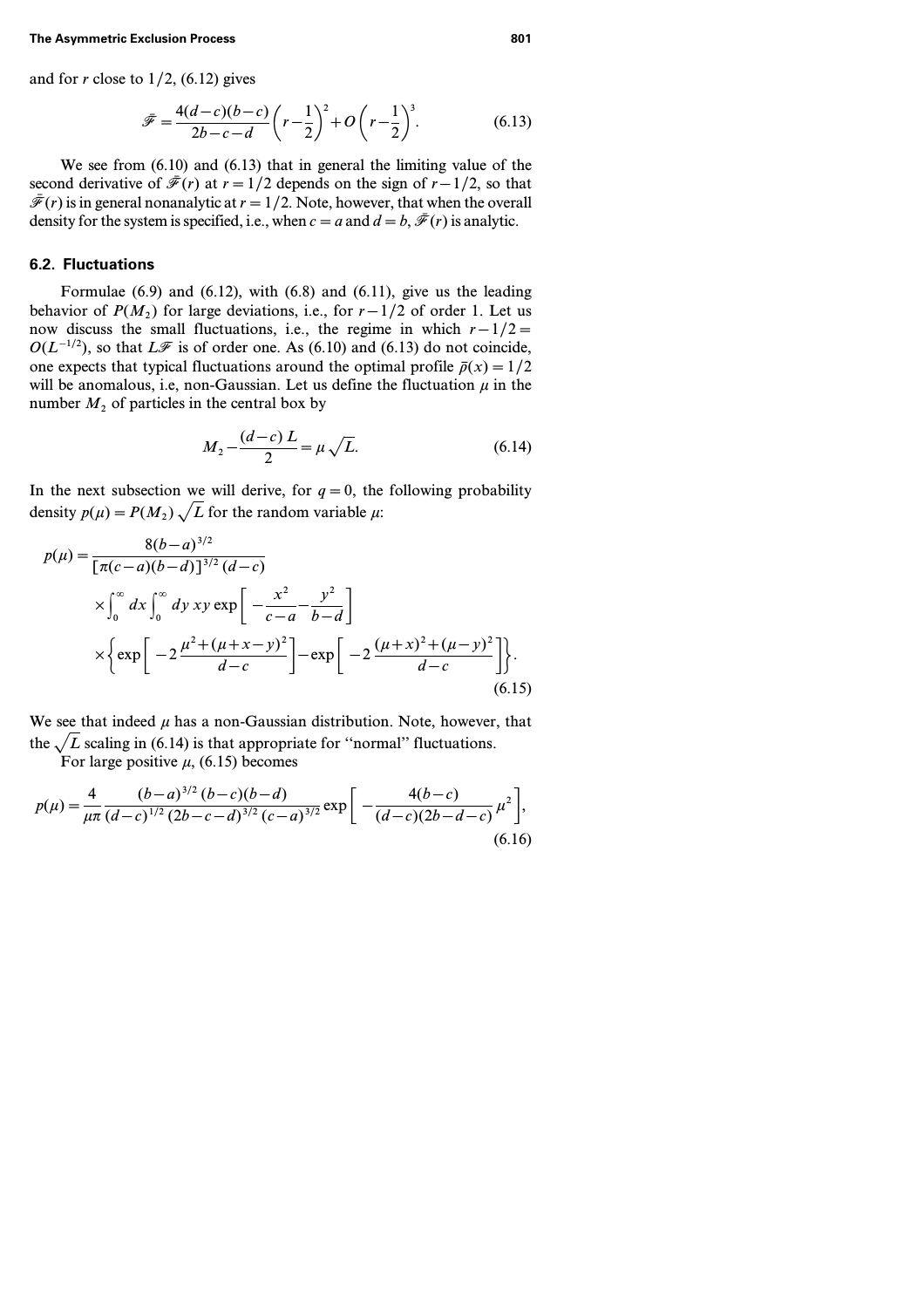and for $r$ close to $1/2$, (6.12) gives

$$\bar{\mathcal{F}} = \frac{4(d-c)(b-c)}{2b-c-d}\left(r-\frac{1}{2}\right)^2 + O\left(r-\frac{1}{2}\right)^3. \tag{6.13}$$

We see from (6.10) and (6.13) that in general the limiting value of the second derivative of $\bar{\mathcal{F}}(r)$ at $r=1/2$ depends on the sign of $r-1/2$, so that $\bar{\mathcal{F}}(r)$ is in general nonanalytic at $r=1/2$. Note, however, that when the overall density for the system is specified, i.e., when $c=a$ and $d=b$, $\bar{\mathcal{F}}(r)$ is analytic.

### 6.2. Fluctuations

Formulae (6.9) and (6.12), with (6.8) and (6.11), give us the leading behavior of $P(M_2)$ for large deviations, i.e., for $r-1/2$ of order 1. Let us now discuss the small fluctuations, i.e., the regime in which $r-1/2 = O(L^{-1/2})$, so that $L\mathcal{F}$ is of order one. As (6.10) and (6.13) do not coincide, one expects that typical fluctuations around the optimal profile $\bar{\rho}(x)=1/2$ will be anomalous, i.e, non-Gaussian. Let us define the fluctuation $\mu$ in the number $M_2$ of particles in the central box by

$$M_2 - \frac{(d-c)\,L}{2} = \mu\sqrt{L}. \tag{6.14}$$

In the next subsection we will derive, for $q=0$, the following probability density $p(\mu) = P(M_2)\sqrt{L}$ for the random variable $\mu$:

$$\begin{aligned} p(\mu) = {} & \frac{8(b-a)^{3/2}}{[\pi(c-a)(b-d)]^{3/2}\,(d-c)} \\ & \times \int_0^\infty dx \int_0^\infty dy\, xy \exp\left[-\frac{x^2}{c-a} - \frac{y^2}{b-d}\right] \\ & \times \left\{ \exp\left[-2\,\frac{\mu^2+(\mu+x-y)^2}{d-c}\right] - \exp\left[-2\,\frac{(\mu+x)^2+(\mu-y)^2}{d-c}\right] \right\}. \end{aligned} \tag{6.15}$$

We see that indeed $\mu$ has a non-Gaussian distribution. Note, however, that the $\sqrt{L}$ scaling in (6.14) is that appropriate for "normal" fluctuations.

For large positive $\mu$, (6.15) becomes

$$p(\mu) = \frac{4}{\mu\pi}\frac{(b-a)^{3/2}\,(b-c)(b-d)}{(d-c)^{1/2}\,(2b-c-d)^{3/2}\,(c-a)^{3/2}} \exp\left[-\frac{4(b-c)}{(d-c)(2b-d-c)}\,\mu^2\right], \tag{6.16}$$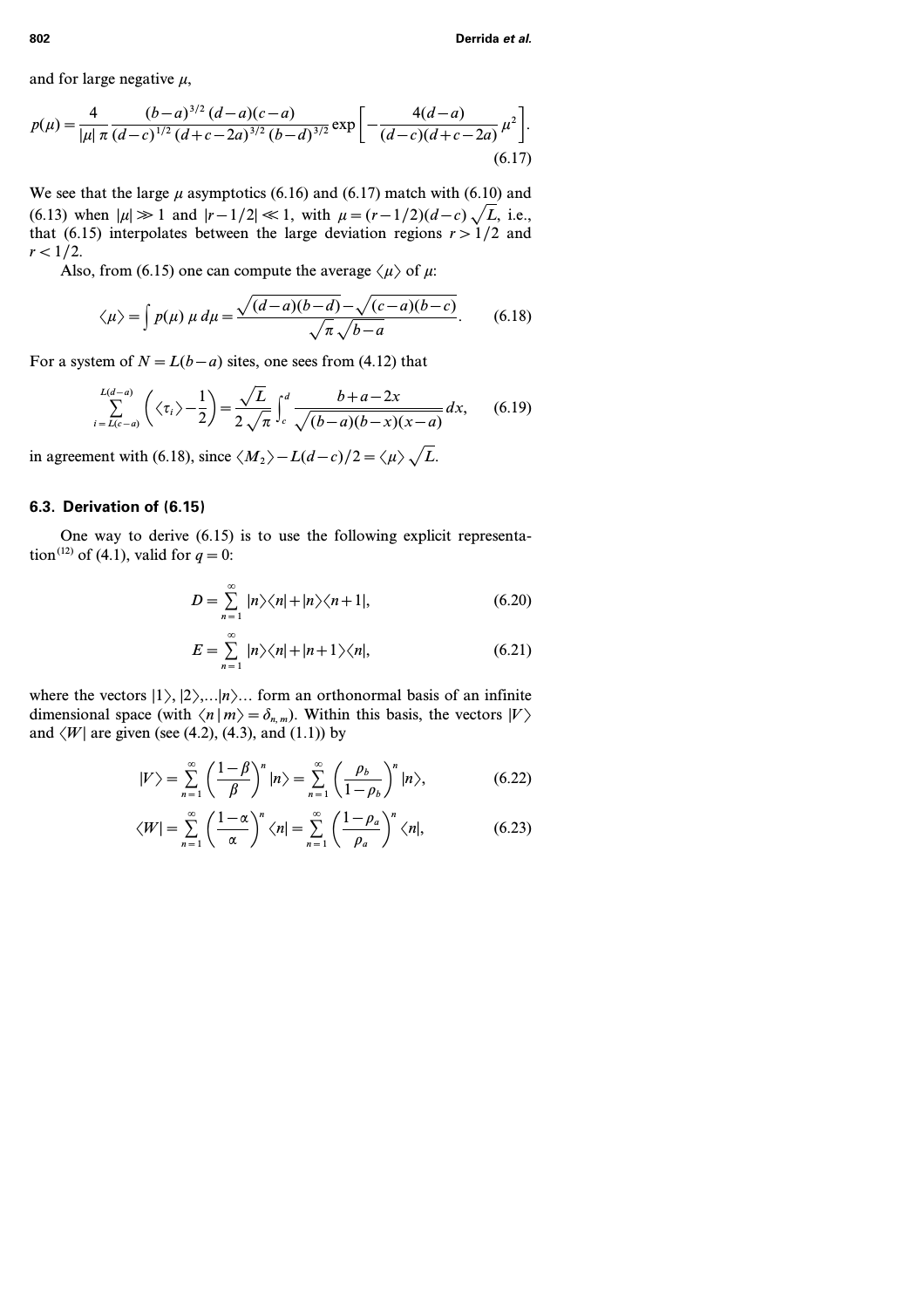and for large negative $\mu$,

$$p(\mu) = \frac{4}{|\mu| \, \pi} \frac{(b-a)^{3/2}\,(d-a)(c-a)}{(d-c)^{1/2}\,(d+c-2a)^{3/2}\,(b-d)^{3/2}} \exp\left[ -\frac{4(d-a)}{(d-c)(d+c-2a)} \mu^2 \right]. \tag{6.17}$$

We see that the large $\mu$ asymptotics (6.16) and (6.17) match with (6.10) and (6.13) when $|\mu| \gg 1$ and $|r-1/2| \ll 1$, with $\mu = (r-1/2)(d-c)\sqrt{L}$, i.e., that (6.15) interpolates between the large deviation regions $r > 1/2$ and $r < 1/2$.

Also, from (6.15) one can compute the average $\langle \mu \rangle$ of $\mu$:

$$\langle \mu \rangle = \int p(\mu)\, \mu \, d\mu = \frac{\sqrt{(d-a)(b-d)} - \sqrt{(c-a)(b-c)}}{\sqrt{\pi}\,\sqrt{b-a}}. \tag{6.18}$$

For a system of $N = L(b-a)$ sites, one sees from (4.12) that

$$\sum_{i=L(c-a)}^{L(d-a)} \left( \langle \tau_i \rangle - \frac{1}{2} \right) = \frac{\sqrt{L}}{2\sqrt{\pi}} \int_c^d \frac{b+a-2x}{\sqrt{(b-a)(b-x)(x-a)}}\, dx, \tag{6.19}$$

in agreement with (6.18), since $\langle M_2 \rangle - L(d-c)/2 = \langle \mu \rangle \sqrt{L}$.

### 6.3. Derivation of (6.15)

One way to derive (6.15) is to use the following explicit representation[12] of (4.1), valid for $q = 0$:

$$D = \sum_{n=1}^{\infty} |n\rangle\langle n| + |n\rangle\langle n+1|, \tag{6.20}$$

$$E = \sum_{n=1}^{\infty} |n\rangle\langle n| + |n+1\rangle\langle n|, \tag{6.21}$$

where the vectors $|1\rangle, |2\rangle, \ldots |n\rangle \ldots$ form an orthonormal basis of an infinite dimensional space (with $\langle n | m \rangle = \delta_{n,m}$). Within this basis, the vectors $|V\rangle$ and $\langle W|$ are given (see (4.2), (4.3), and (1.1)) by

$$|V\rangle = \sum_{n=1}^{\infty} \left( \frac{1-\beta}{\beta} \right)^n |n\rangle = \sum_{n=1}^{\infty} \left( \frac{\rho_b}{1-\rho_b} \right)^n |n\rangle, \tag{6.22}$$

$$\langle W| = \sum_{n=1}^{\infty} \left( \frac{1-\alpha}{\alpha} \right)^n \langle n| = \sum_{n=1}^{\infty} \left( \frac{1-\rho_a}{\rho_a} \right)^n \langle n|, \tag{6.23}$$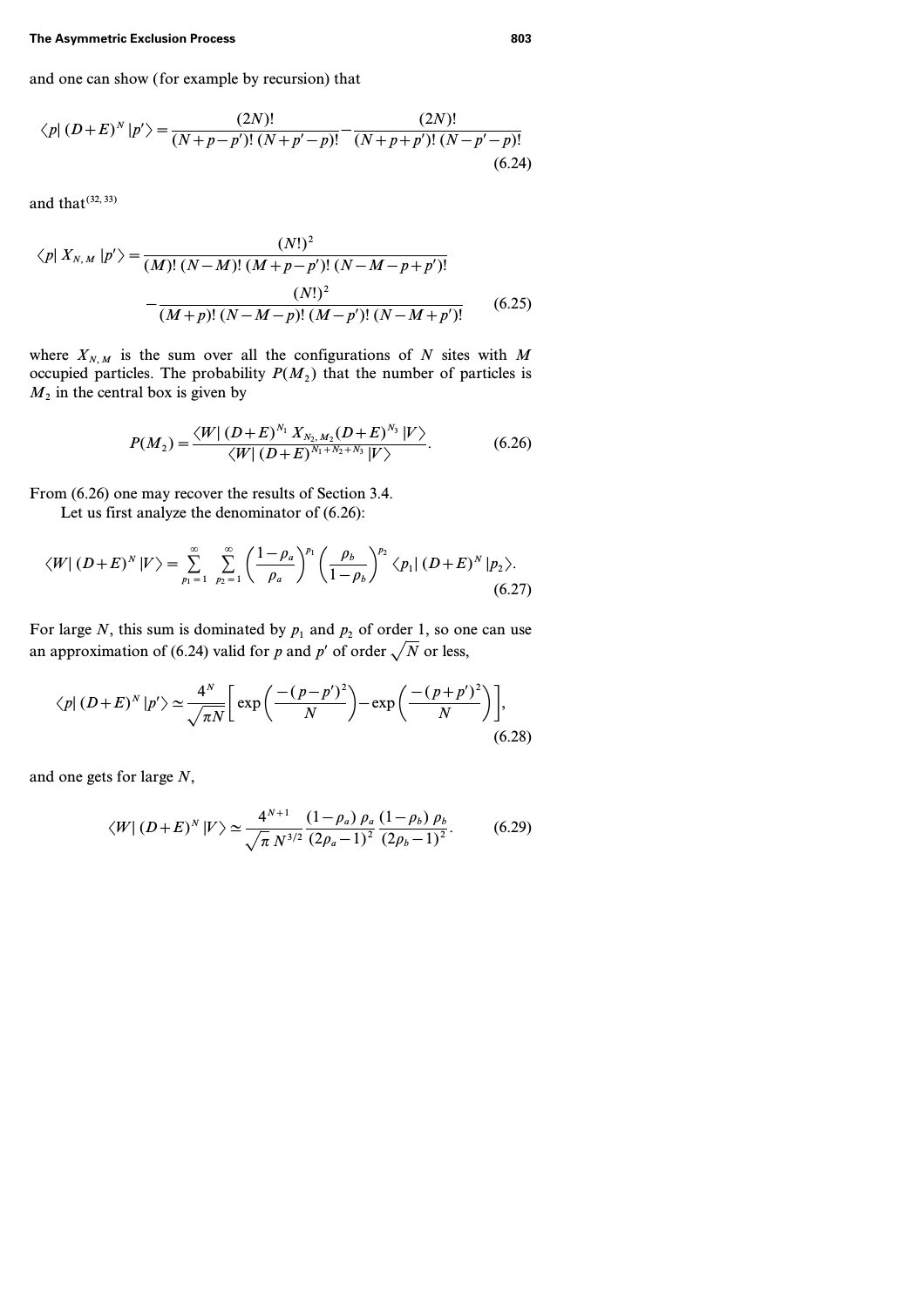and one can show (for example by recursion) that

$$\langle p|\,(D+E)^N\,|p'\rangle = \frac{(2N)!}{(N+p-p')!\,(N+p'-p)!} - \frac{(2N)!}{(N+p+p')!\,(N-p'-p)!} \tag{6.24}$$

and that[32, 33]

$$\langle p|\,X_{N,M}\,|p'\rangle = \frac{(N!)^2}{(M)!\,(N-M)!\,(M+p-p')!\,(N-M-p+p')!} - \frac{(N!)^2}{(M+p)!\,(N-M-p)!\,(M-p')!\,(N-M+p')!} \tag{6.25}$$

where $X_{N,M}$ is the sum over all the configurations of $N$ sites with $M$ occupied particles. The probability $P(M_2)$ that the number of particles is $M_2$ in the central box is given by

$$P(M_2) = \frac{\langle W|\,(D+E)^{N_1}\,X_{N_2,M_2}\,(D+E)^{N_3}\,|V\rangle}{\langle W|\,(D+E)^{N_1+N_2+N_3}\,|V\rangle}. \tag{6.26}$$

From (6.26) one may recover the results of Section 3.4.

Let us first analyze the denominator of (6.26):

$$\langle W|\,(D+E)^N\,|V\rangle = \sum_{p_1=1}^{\infty}\sum_{p_2=1}^{\infty}\left(\frac{1-\rho_a}{\rho_a}\right)^{p_1}\left(\frac{\rho_b}{1-\rho_b}\right)^{p_2}\langle p_1|\,(D+E)^N\,|p_2\rangle. \tag{6.27}$$

For large $N$, this sum is dominated by $p_1$ and $p_2$ of order 1, so one can use an approximation of (6.24) valid for $p$ and $p'$ of order $\sqrt{N}$ or less,

$$\langle p|\,(D+E)^N\,|p'\rangle \simeq \frac{4^N}{\sqrt{\pi N}}\left[\exp\left(\frac{-(p-p')^2}{N}\right) - \exp\left(\frac{-(p+p')^2}{N}\right)\right], \tag{6.28}$$

and one gets for large $N$,

$$\langle W|\,(D+E)^N\,|V\rangle \simeq \frac{4^{N+1}}{\sqrt{\pi}\,N^{3/2}}\,\frac{(1-\rho_a)\,\rho_a\,(1-\rho_b)\,\rho_b}{(2\rho_a-1)^2\,(2\rho_b-1)^2}. \tag{6.29}$$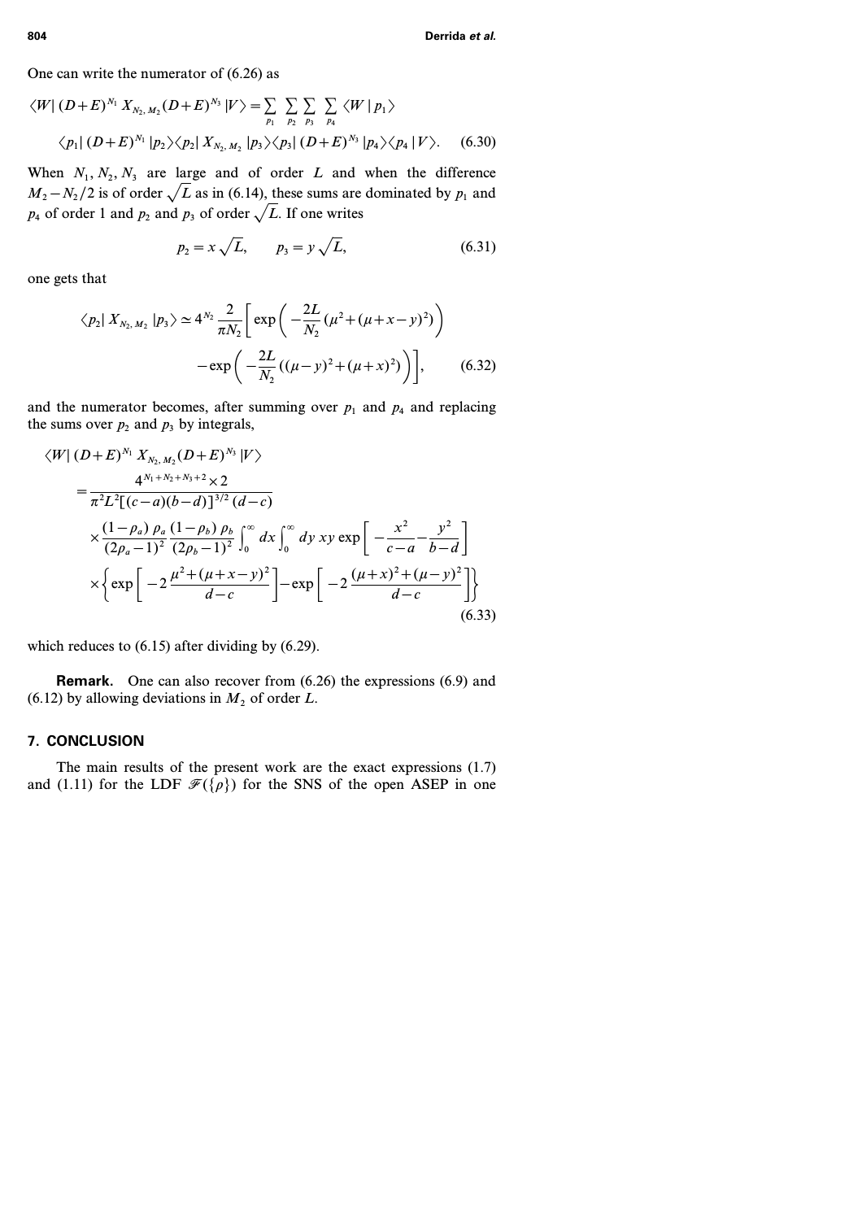One can write the numerator of (6.26) as

$$\langle W|\,(D+E)^{N_1}\,X_{N_2,\,M_2}(D+E)^{N_3}\,|V\rangle = \sum_{p_1}\sum_{p_2}\sum_{p_3}\sum_{p_4}\langle W\,|\,p_1\rangle$$
$$\langle p_1|\,(D+E)^{N_1}\,|p_2\rangle\langle p_2|\,X_{N_2,\,M_2}\,|p_3\rangle\langle p_3|\,(D+E)^{N_3}\,|p_4\rangle\langle p_4\,|\,V\rangle. \qquad (6.30)$$

When $N_1, N_2, N_3$ are large and of order $L$ and when the difference $M_2 - N_2/2$ is of order $\sqrt{L}$ as in (6.14), these sums are dominated by $p_1$ and $p_4$ of order 1 and $p_2$ and $p_3$ of order $\sqrt{L}$. If one writes

$$p_2 = x\sqrt{L}, \qquad p_3 = y\sqrt{L}, \qquad (6.31)$$

one gets that

$$\langle p_2|\,X_{N_2,\,M_2}\,|p_3\rangle \simeq 4^{N_2}\,\frac{2}{\pi N_2}\left[\exp\left(-\frac{2L}{N_2}\,(\mu^2+(\mu+x-y)^2)\right) - \exp\left(-\frac{2L}{N_2}\,((\mu-y)^2+(\mu+x)^2)\right)\right], \qquad (6.32)$$

and the numerator becomes, after summing over $p_1$ and $p_4$ and replacing the sums over $p_2$ and $p_3$ by integrals,

$$\langle W|\,(D+E)^{N_1}\,X_{N_2,\,M_2}(D+E)^{N_3}\,|V\rangle$$
$$= \frac{4^{N_1+N_2+N_3+2}\times 2}{\pi^2 L^2[(c-a)(b-d)]^{3/2}\,(d-c)}$$
$$\times \frac{(1-\rho_a)\,\rho_a}{(2\rho_a-1)^2}\,\frac{(1-\rho_b)\,\rho_b}{(2\rho_b-1)^2}\int_0^\infty dx\int_0^\infty dy\; xy\exp\left[-\frac{x^2}{c-a}-\frac{y^2}{b-d}\right]$$
$$\times\left\{\exp\left[-2\,\frac{\mu^2+(\mu+x-y)^2}{d-c}\right]-\exp\left[-2\,\frac{(\mu+x)^2+(\mu-y)^2}{d-c}\right]\right\} \qquad (6.33)$$

which reduces to (6.15) after dividing by (6.29).

**Remark.** One can also recover from (6.26) the expressions (6.9) and (6.12) by allowing deviations in $M_2$ of order $L$.

## 7. CONCLUSION

The main results of the present work are the exact expressions (1.7) and (1.11) for the LDF $\mathscr{F}(\{\rho\})$ for the SNS of the open ASEP in one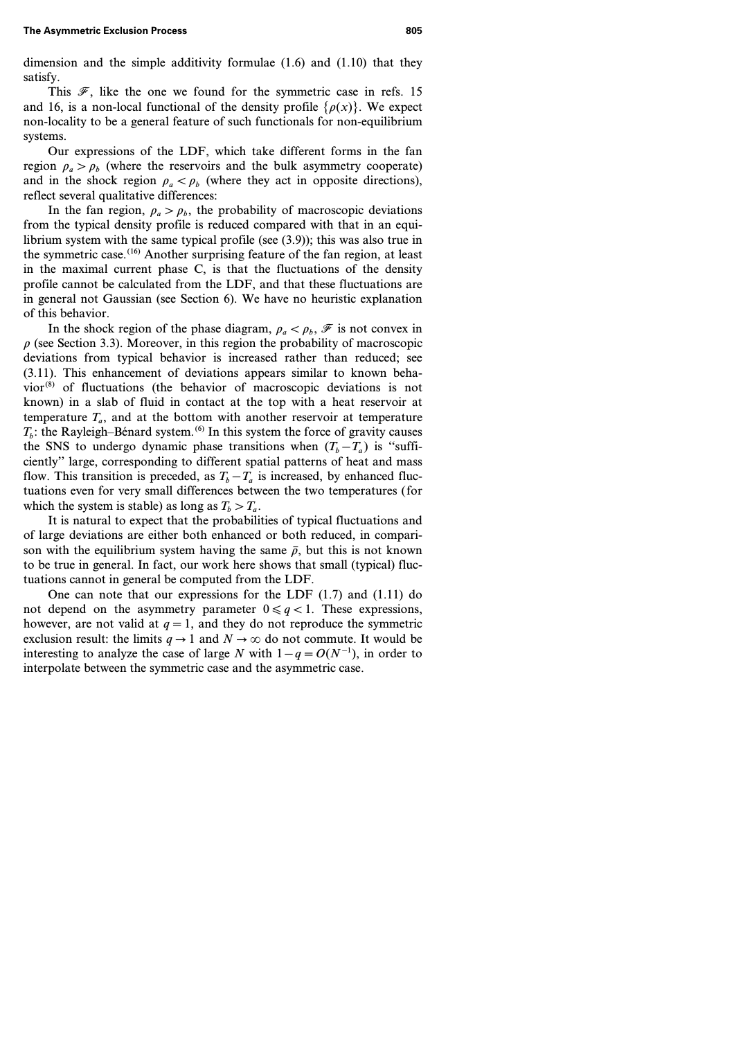dimension and the simple additivity formulae (1.6) and (1.10) that they satisfy.

This $\mathscr{F}$, like the one we found for the symmetric case in refs. 15 and 16, is a non-local functional of the density profile $\{\rho(x)\}$. We expect non-locality to be a general feature of such functionals for non-equilibrium systems.

Our expressions of the LDF, which take different forms in the fan region $\rho_a > \rho_b$ (where the reservoirs and the bulk asymmetry cooperate) and in the shock region $\rho_a < \rho_b$ (where they act in opposite directions), reflect several qualitative differences:

In the fan region, $\rho_a > \rho_b$, the probability of macroscopic deviations from the typical density profile is reduced compared with that in an equilibrium system with the same typical profile (see (3.9)); this was also true in the symmetric case.[16] Another surprising feature of the fan region, at least in the maximal current phase C, is that the fluctuations of the density profile cannot be calculated from the LDF, and that these fluctuations are in general not Gaussian (see Section 6). We have no heuristic explanation of this behavior.

In the shock region of the phase diagram, $\rho_a < \rho_b$, $\mathscr{F}$ is not convex in $\rho$ (see Section 3.3). Moreover, in this region the probability of macroscopic deviations from typical behavior is increased rather than reduced; see (3.11). This enhancement of deviations appears similar to known behavior[8] of fluctuations (the behavior of macroscopic deviations is not known) in a slab of fluid in contact at the top with a heat reservoir at temperature $T_a$, and at the bottom with another reservoir at temperature $T_b$: the Rayleigh–Bénard system.[6] In this system the force of gravity causes the SNS to undergo dynamic phase transitions when $(T_b - T_a)$ is "sufficiently" large, corresponding to different spatial patterns of heat and mass flow. This transition is preceded, as $T_b - T_a$ is increased, by enhanced fluctuations even for very small differences between the two temperatures (for which the system is stable) as long as $T_b > T_a$.

It is natural to expect that the probabilities of typical fluctuations and of large deviations are either both enhanced or both reduced, in comparison with the equilibrium system having the same $\bar{\rho}$, but this is not known to be true in general. In fact, our work here shows that small (typical) fluctuations cannot in general be computed from the LDF.

One can note that our expressions for the LDF (1.7) and (1.11) do not depend on the asymmetry parameter $0 \leqslant q < 1$. These expressions, however, are not valid at $q = 1$, and they do not reproduce the symmetric exclusion result: the limits $q \to 1$ and $N \to \infty$ do not commute. It would be interesting to analyze the case of large $N$ with $1 - q = O(N^{-1})$, in order to interpolate between the symmetric case and the asymmetric case.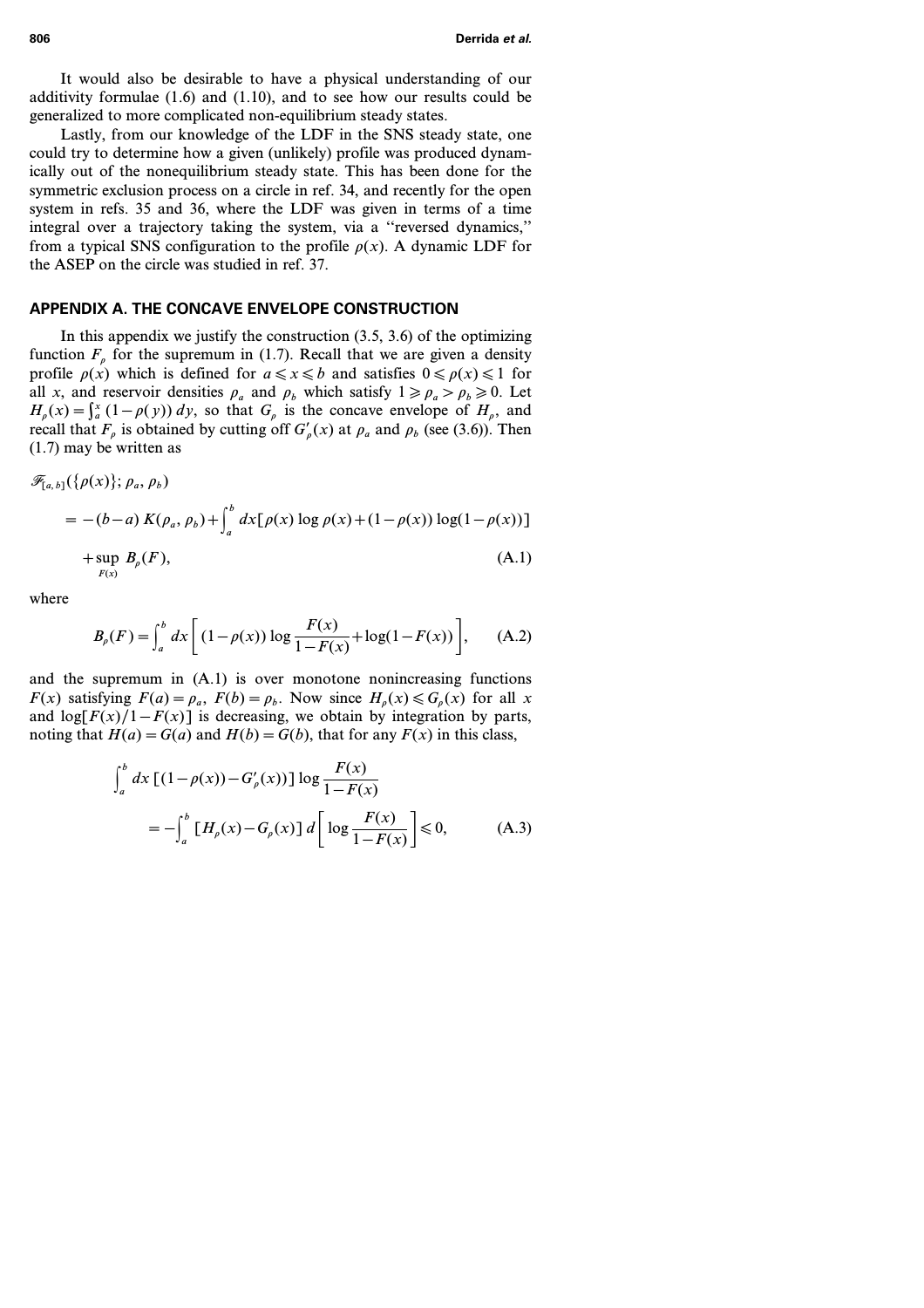It would also be desirable to have a physical understanding of our additivity formulae (1.6) and (1.10), and to see how our results could be generalized to more complicated non-equilibrium steady states.

Lastly, from our knowledge of the LDF in the SNS steady state, one could try to determine how a given (unlikely) profile was produced dynamically out of the nonequilibrium steady state. This has been done for the symmetric exclusion process on a circle in ref. 34, and recently for the open system in refs. 35 and 36, where the LDF was given in terms of a time integral over a trajectory taking the system, via a "reversed dynamics," from a typical SNS configuration to the profile $\rho(x)$. A dynamic LDF for the ASEP on the circle was studied in ref. 37.

## APPENDIX A. THE CONCAVE ENVELOPE CONSTRUCTION

In this appendix we justify the construction (3.5, 3.6) of the optimizing function $F_\rho$ for the supremum in (1.7). Recall that we are given a density profile $\rho(x)$ which is defined for $a \leqslant x \leqslant b$ and satisfies $0 \leqslant \rho(x) \leqslant 1$ for all $x$, and reservoir densities $\rho_a$ and $\rho_b$ which satisfy $1 \geqslant \rho_a > \rho_b \geqslant 0$. Let $H_\rho(x) = \int_a^x (1-\rho(y))\, dy$, so that $G_\rho$ is the concave envelope of $H_\rho$, and recall that $F_\rho$ is obtained by cutting off $G'_\rho(x)$ at $\rho_a$ and $\rho_b$ (see (3.6)). Then (1.7) may be written as

$$
\begin{aligned}
\mathscr{F}_{[a,b]}(\{\rho(x)\}; \rho_a, \rho_b) &= -(b-a)\, K(\rho_a, \rho_b) + \int_a^b dx [\rho(x) \log \rho(x) + (1-\rho(x)) \log(1-\rho(x))] \\
&\quad + \sup_{F(x)} B_\rho(F),
\end{aligned}
\tag{A.1}
$$

where

$$
B_\rho(F) = \int_a^b dx \left[ (1-\rho(x)) \log \frac{F(x)}{1-F(x)} + \log(1-F(x)) \right], \tag{A.2}
$$

and the supremum in (A.1) is over monotone nonincreasing functions $F(x)$ satisfying $F(a) = \rho_a$, $F(b) = \rho_b$. Now since $H_\rho(x) \leqslant G_\rho(x)$ for all $x$ and $\log[F(x)/1-F(x)]$ is decreasing, we obtain by integration by parts, noting that $H(a) = G(a)$ and $H(b) = G(b)$, that for any $F(x)$ in this class,

$$
\begin{aligned}
\int_a^b dx\, [(1-\rho(x)) - G'_\rho(x)] \log \frac{F(x)}{1-F(x)} \\
= -\int_a^b [H_\rho(x) - G_\rho(x)]\, d\left[ \log \frac{F(x)}{1-F(x)} \right] \leqslant 0,
\end{aligned}
\tag{A.3}
$$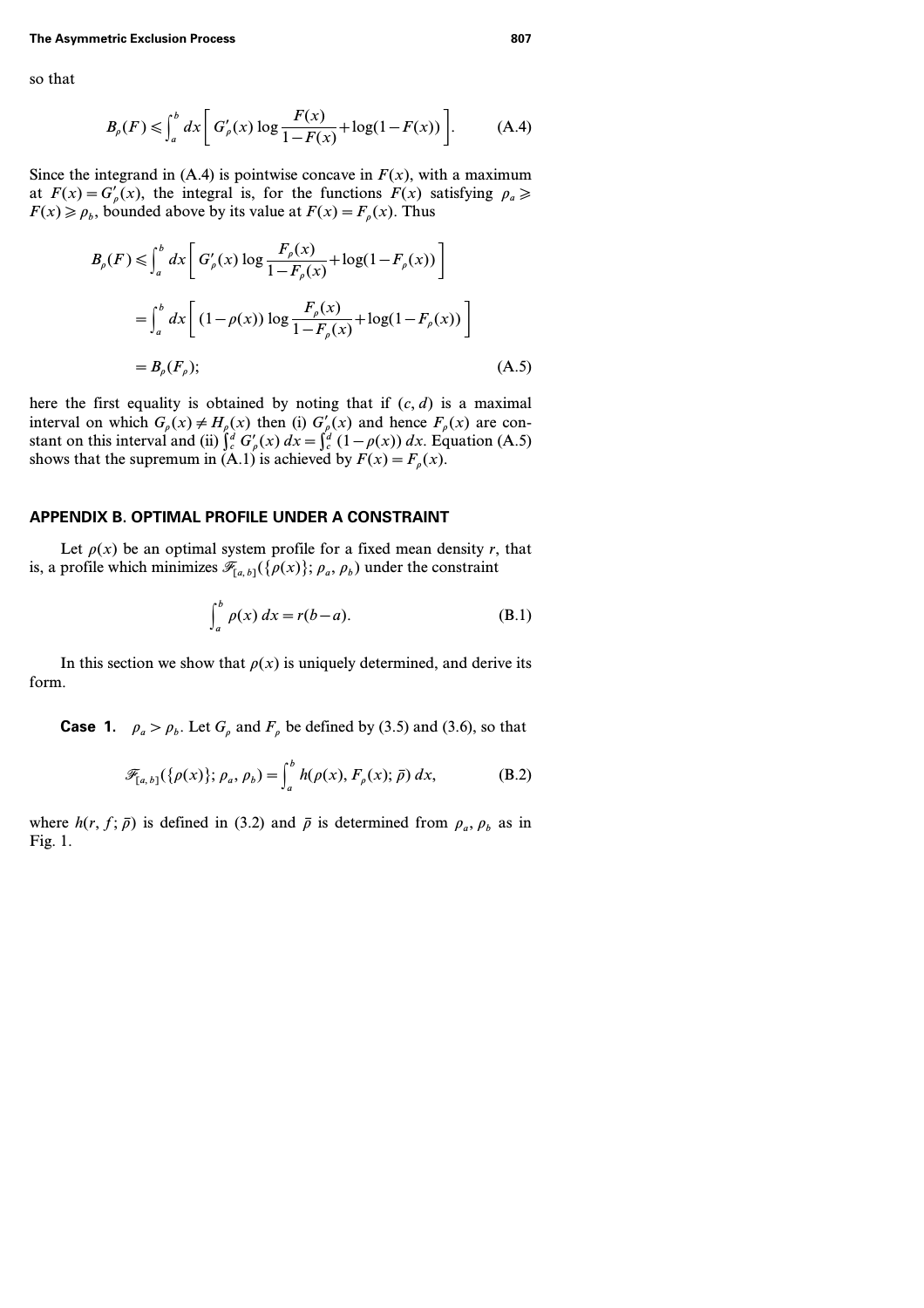so that

$$B_\rho(F) \leqslant \int_a^b dx \left[ G'_\rho(x) \log \frac{F(x)}{1-F(x)} + \log(1-F(x)) \right]. \tag{A.4}$$

Since the integrand in (A.4) is pointwise concave in $F(x)$, with a maximum at $F(x) = G'_\rho(x)$, the integral is, for the functions $F(x)$ satisfying $\rho_a \geqslant F(x) \geqslant \rho_b$, bounded above by its value at $F(x) = F_\rho(x)$. Thus

$$\begin{aligned}
B_\rho(F) &\leqslant \int_a^b dx \left[ G'_\rho(x) \log \frac{F_\rho(x)}{1-F_\rho(x)} + \log(1-F_\rho(x)) \right] \\
&= \int_a^b dx \left[ (1-\rho(x)) \log \frac{F_\rho(x)}{1-F_\rho(x)} + \log(1-F_\rho(x)) \right] \\
&= B_\rho(F_\rho);
\end{aligned} \tag{A.5}$$

here the first equality is obtained by noting that if $(c, d)$ is a maximal interval on which $G_\rho(x) \neq H_\rho(x)$ then (i) $G'_\rho(x)$ and hence $F_\rho(x)$ are constant on this interval and (ii) $\int_c^d G'_\rho(x)\, dx = \int_c^d (1-\rho(x))\, dx$. Equation (A.5) shows that the supremum in (A.1) is achieved by $F(x) = F_\rho(x)$.

## APPENDIX B. OPTIMAL PROFILE UNDER A CONSTRAINT

Let $\rho(x)$ be an optimal system profile for a fixed mean density $r$, that is, a profile which minimizes $\mathscr{F}_{[a,b]}(\{\rho(x)\}; \rho_a, \rho_b)$ under the constraint

$$\int_a^b \rho(x)\, dx = r(b-a). \tag{B.1}$$

In this section we show that $\rho(x)$ is uniquely determined, and derive its form.

**Case 1.** $\rho_a > \rho_b$. Let $G_\rho$ and $F_\rho$ be defined by (3.5) and (3.6), so that

$$\mathscr{F}_{[a,b]}(\{\rho(x)\}; \rho_a, \rho_b) = \int_a^b h(\rho(x), F_\rho(x); \bar{\rho})\, dx, \tag{B.2}$$

where $h(r, f; \bar{\rho})$ is defined in (3.2) and $\bar{\rho}$ is determined from $\rho_a$, $\rho_b$ as in Fig. 1.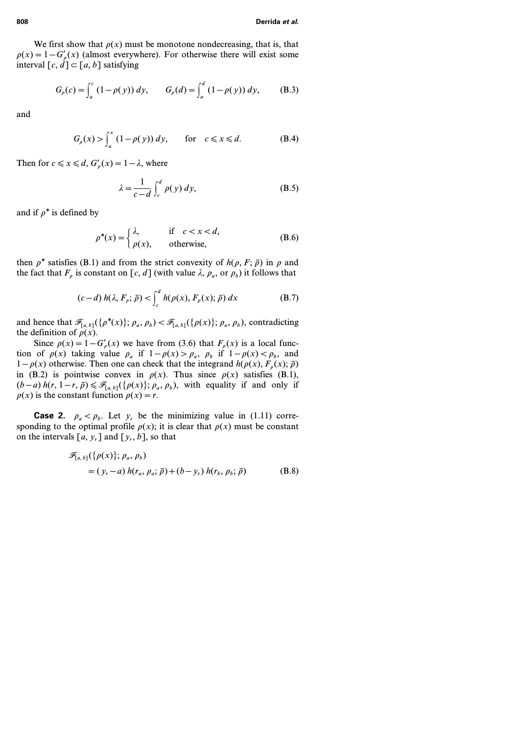We first show that $\rho(x)$ must be monotone nondecreasing, that is, that $\rho(x) = 1 - G'_\rho(x)$ (almost everywhere). For otherwise there will exist some interval $[c, d] \subset [a, b]$ satisfying

$$G_\rho(c) = \int_a^c (1 - \rho(y))\, dy, \qquad G_\rho(d) = \int_a^d (1 - \rho(y))\, dy, \tag{B.3}$$

and

$$G_\rho(x) > \int_a^x (1 - \rho(y))\, dy, \qquad \text{for} \quad c \leqslant x \leqslant d. \tag{B.4}$$

Then for $c \leqslant x \leqslant d$, $G'_\rho(x) = 1 - \lambda$, where

$$\lambda = \frac{1}{c-d} \int_c^d \rho(y)\, dy, \tag{B.5}$$

and if $\rho^*$ is defined by

$$\rho^*(x) = \begin{cases} \lambda, & \text{if} \quad c < x < d, \\ \rho(x), & \text{otherwise,} \end{cases} \tag{B.6}$$

then $\rho^*$ satisfies (B.1) and from the strict convexity of $h(\rho, F; \bar{p})$ in $\rho$ and the fact that $F_\rho$ is constant on $[c, d]$ (with value $\lambda$, $\rho_a$, or $\rho_b$) it follows that

$$(c-d)\, h(\lambda, F_\rho; \bar{p}) < \int_c^d h(\rho(x), F_\rho(x); \bar{p})\, dx \tag{B.7}$$

and hence that $\mathscr{F}_{[a,b]}(\{\rho^*(x)\}; \rho_a, \rho_b) < \mathscr{F}_{[a,b]}(\{\rho(x)\}; \rho_a, \rho_b)$, contradicting the definition of $\rho(x)$.

Since $\rho(x) = 1 - G'_\rho(x)$ we have from (3.6) that $F_\rho(x)$ is a local function of $\rho(x)$ taking value $\rho_a$ if $1 - \rho(x) > \rho_a$, $\rho_b$ if $1 - \rho(x) < \rho_b$, and $1 - \rho(x)$ otherwise. Then one can check that the integrand $h(\rho(x), F_\rho(x); \bar{p})$ in (B.2) is pointwise convex in $\rho(x)$. Thus since $\rho(x)$ satisfies (B.1), $(b-a)\, h(r, 1-r, \bar{p}) \leqslant \mathscr{F}_{[a,b]}(\{\rho(x)\}; \rho_a, \rho_b)$, with equality if and only if $\rho(x)$ is the constant function $\rho(x) = r$.

**Case 2.** $\rho_a < \rho_b$. Let $y_r$ be the minimizing value in (1.11) corresponding to the optimal profile $\rho(x)$; it is clear that $\rho(x)$ must be constant on the intervals $[a, y_r]$ and $[y_r, b]$, so that

$$\begin{aligned} &\mathscr{F}_{[a,b]}(\{\rho(x)\}; \rho_a, \rho_b) \\ &\qquad = (y_r - a)\, h(r_a, \rho_a; \bar{p}) + (b - y_r)\, h(r_b, \rho_b; \bar{p}) \end{aligned} \tag{B.8}$$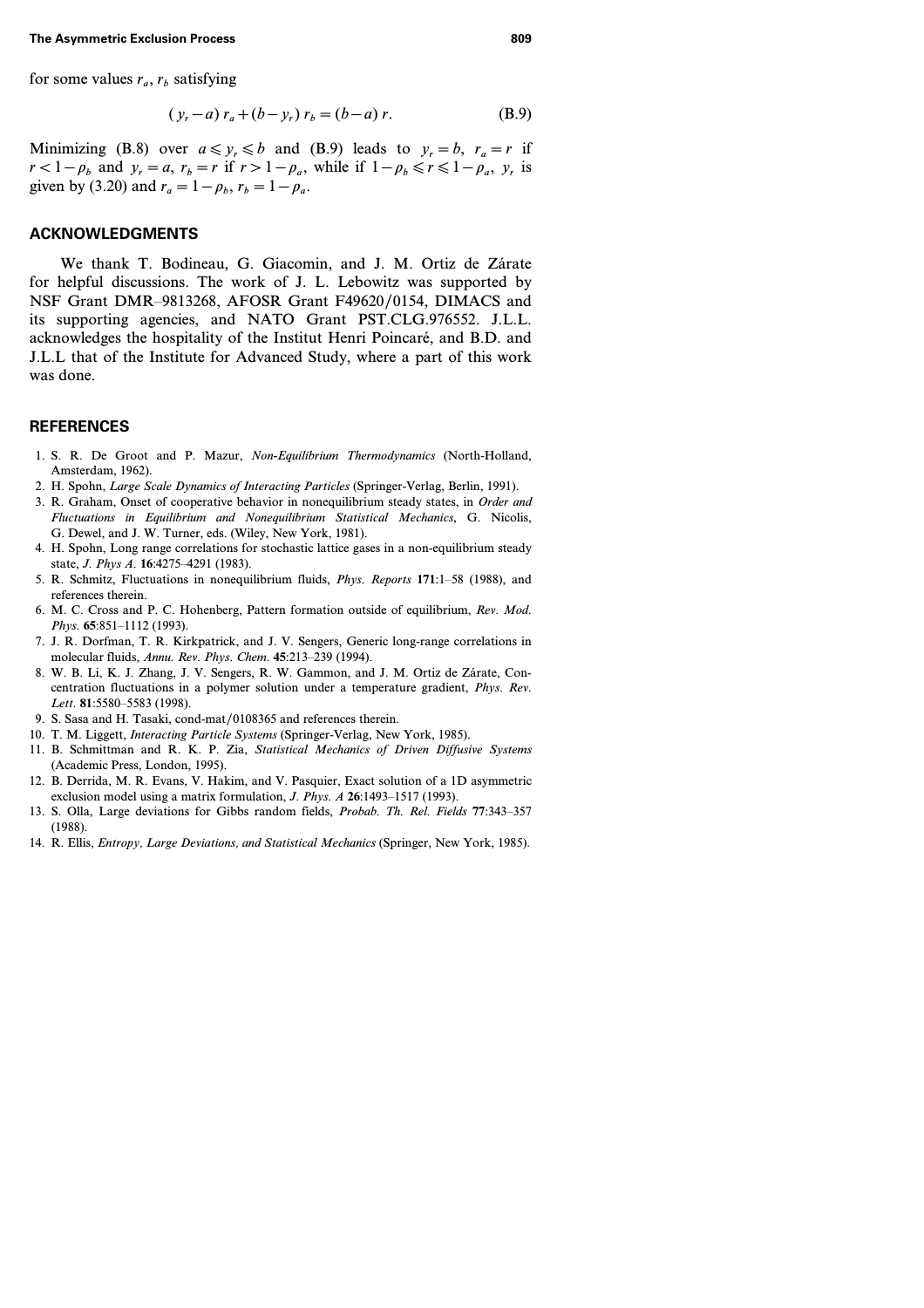for some values $r_a$, $r_b$ satisfying

$$(y_r - a)\, r_a + (b - y_r)\, r_b = (b - a)\, r. \tag{B.9}$$

Minimizing (B.8) over $a \leqslant y_r \leqslant b$ and (B.9) leads to $y_r = b$, $r_a = r$ if $r < 1 - \rho_b$ and $y_r = a$, $r_b = r$ if $r > 1 - \rho_a$, while if $1 - \rho_b \leqslant r \leqslant 1 - \rho_a$, $y_r$ is given by (3.20) and $r_a = 1 - \rho_b$, $r_b = 1 - \rho_a$.

## ACKNOWLEDGMENTS

We thank T. Bodineau, G. Giacomin, and J. M. Ortiz de Zárate for helpful discussions. The work of J. L. Lebowitz was supported by NSF Grant DMR–9813268, AFOSR Grant F49620/0154, DIMACS and its supporting agencies, and NATO Grant PST.CLG.976552. J.L.L. acknowledges the hospitality of the Institut Henri Poincaré, and B.D. and J.L.L that of the Institute for Advanced Study, where a part of this work was done.

## REFERENCES

1. S. R. De Groot and P. Mazur, *Non-Equilibrium Thermodynamics* (North-Holland, Amsterdam, 1962).
2. H. Spohn, *Large Scale Dynamics of Interacting Particles* (Springer-Verlag, Berlin, 1991).
3. R. Graham, Onset of cooperative behavior in nonequilibrium steady states, in *Order and Fluctuations in Equilibrium and Nonequilibrium Statistical Mechanics*, G. Nicolis, G. Dewel, and J. W. Turner, eds. (Wiley, New York, 1981).
4. H. Spohn, Long range correlations for stochastic lattice gases in a non-equilibrium steady state, *J. Phys A*. **16**:4275–4291 (1983).
5. R. Schmitz, Fluctuations in nonequilibrium fluids, *Phys. Reports* **171**:1–58 (1988), and references therein.
6. M. C. Cross and P. C. Hohenberg, Pattern formation outside of equilibrium, *Rev. Mod. Phys.* **65**:851–1112 (1993).
7. J. R. Dorfman, T. R. Kirkpatrick, and J. V. Sengers, Generic long-range correlations in molecular fluids, *Annu. Rev. Phys. Chem.* **45**:213–239 (1994).
8. W. B. Li, K. J. Zhang, J. V. Sengers, R. W. Gammon, and J. M. Ortiz de Zárate, Concentration fluctuations in a polymer solution under a temperature gradient, *Phys. Rev. Lett.* **81**:5580–5583 (1998).
9. S. Sasa and H. Tasaki, cond-mat/0108365 and references therein.
10. T. M. Liggett, *Interacting Particle Systems* (Springer-Verlag, New York, 1985).
11. B. Schmittman and R. K. P. Zia, *Statistical Mechanics of Driven Diffusive Systems* (Academic Press, London, 1995).
12. B. Derrida, M. R. Evans, V. Hakim, and V. Pasquier, Exact solution of a 1D asymmetric exclusion model using a matrix formulation, *J. Phys. A* **26**:1493–1517 (1993).
13. S. Olla, Large deviations for Gibbs random fields, *Probab. Th. Rel. Fields* **77**:343–357 (1988).
14. R. Ellis, *Entropy, Large Deviations, and Statistical Mechanics* (Springer, New York, 1985).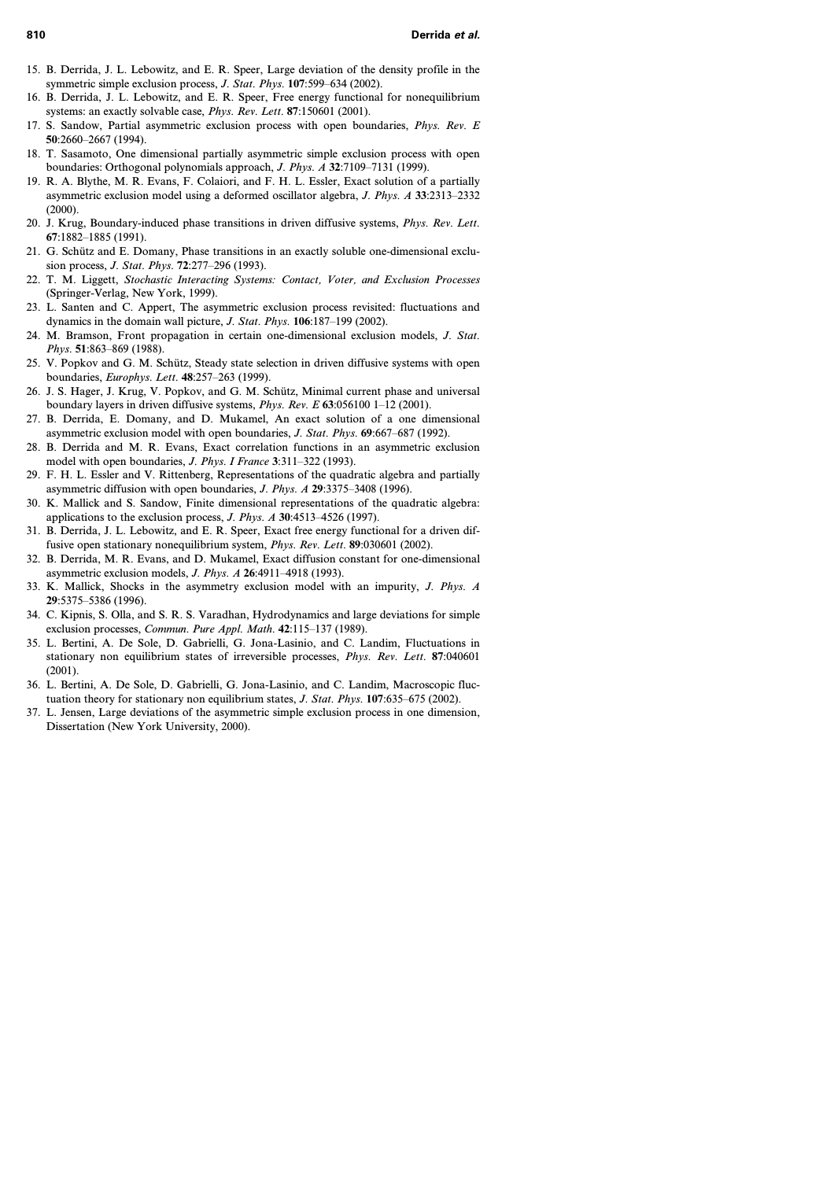15. B. Derrida, J. L. Lebowitz, and E. R. Speer, Large deviation of the density profile in the symmetric simple exclusion process, *J. Stat. Phys.* **107**:599–634 (2002).
16. B. Derrida, J. L. Lebowitz, and E. R. Speer, Free energy functional for nonequilibrium systems: an exactly solvable case, *Phys. Rev. Lett.* **87**:150601 (2001).
17. S. Sandow, Partial asymmetric exclusion process with open boundaries, *Phys. Rev. E* **50**:2660–2667 (1994).
18. T. Sasamoto, One dimensional partially asymmetric simple exclusion process with open boundaries: Orthogonal polynomials approach, *J. Phys. A* **32**:7109–7131 (1999).
19. R. A. Blythe, M. R. Evans, F. Colaiori, and F. H. L. Essler, Exact solution of a partially asymmetric exclusion model using a deformed oscillator algebra, *J. Phys. A* **33**:2313–2332 (2000).
20. J. Krug, Boundary-induced phase transitions in driven diffusive systems, *Phys. Rev. Lett.* **67**:1882–1885 (1991).
21. G. Schütz and E. Domany, Phase transitions in an exactly soluble one-dimensional exclusion process, *J. Stat. Phys.* **72**:277–296 (1993).
22. T. M. Liggett, *Stochastic Interacting Systems: Contact, Voter, and Exclusion Processes* (Springer-Verlag, New York, 1999).
23. L. Santen and C. Appert, The asymmetric exclusion process revisited: fluctuations and dynamics in the domain wall picture, *J. Stat. Phys.* **106**:187–199 (2002).
24. M. Bramson, Front propagation in certain one-dimensional exclusion models, *J. Stat. Phys.* **51**:863–869 (1988).
25. V. Popkov and G. M. Schütz, Steady state selection in driven diffusive systems with open boundaries, *Europhys. Lett.* **48**:257–263 (1999).
26. J. S. Hager, J. Krug, V. Popkov, and G. M. Schütz, Minimal current phase and universal boundary layers in driven diffusive systems, *Phys. Rev. E* **63**:056100 1–12 (2001).
27. B. Derrida, E. Domany, and D. Mukamel, An exact solution of a one dimensional asymmetric exclusion model with open boundaries, *J. Stat. Phys.* **69**:667–687 (1992).
28. B. Derrida and M. R. Evans, Exact correlation functions in an asymmetric exclusion model with open boundaries, *J. Phys. I France* **3**:311–322 (1993).
29. F. H. L. Essler and V. Rittenberg, Representations of the quadratic algebra and partially asymmetric diffusion with open boundaries, *J. Phys. A* **29**:3375–3408 (1996).
30. K. Mallick and S. Sandow, Finite dimensional representations of the quadratic algebra: applications to the exclusion process, *J. Phys. A* **30**:4513–4526 (1997).
31. B. Derrida, J. L. Lebowitz, and E. R. Speer, Exact free energy functional for a driven diffusive open stationary nonequilibrium system, *Phys. Rev. Lett.* **89**:030601 (2002).
32. B. Derrida, M. R. Evans, and D. Mukamel, Exact diffusion constant for one-dimensional asymmetric exclusion models, *J. Phys. A* **26**:4911–4918 (1993).
33. K. Mallick, Shocks in the asymmetry exclusion model with an impurity, *J. Phys. A* **29**:5375–5386 (1996).
34. C. Kipnis, S. Olla, and S. R. S. Varadhan, Hydrodynamics and large deviations for simple exclusion processes, *Commun. Pure Appl. Math.* **42**:115–137 (1989).
35. L. Bertini, A. De Sole, D. Gabrielli, G. Jona-Lasinio, and C. Landim, Fluctuations in stationary non equilibrium states of irreversible processes, *Phys. Rev. Lett.* **87**:040601 (2001).
36. L. Bertini, A. De Sole, D. Gabrielli, G. Jona-Lasinio, and C. Landim, Macroscopic fluctuation theory for stationary non equilibrium states, *J. Stat. Phys.* **107**:635–675 (2002).
37. L. Jensen, Large deviations of the asymmetric simple exclusion process in one dimension, Dissertation (New York University, 2000).